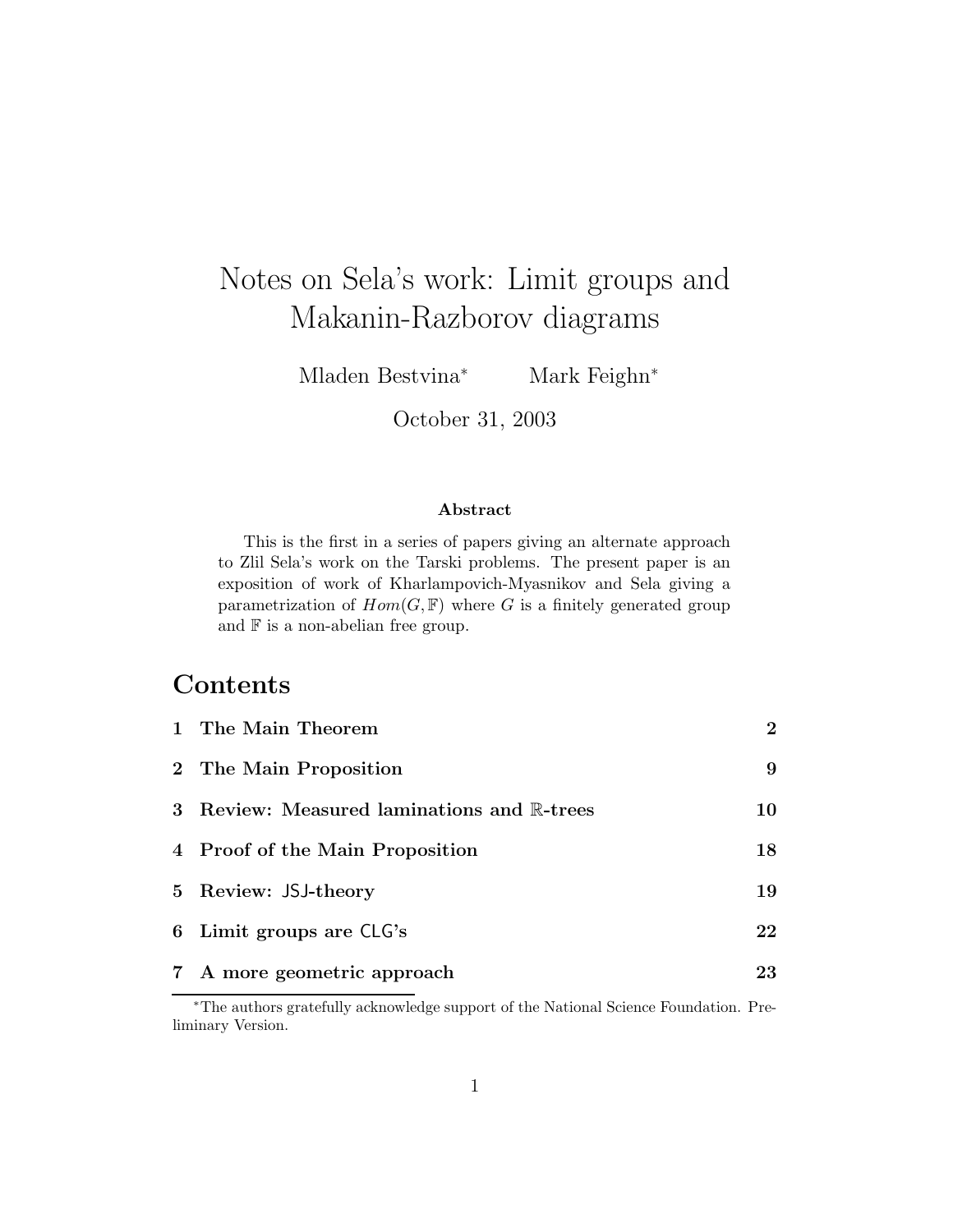# Notes on Sela's work: Limit groups and Makanin-Razborov diagrams

Mladen Bestvina* Mark Feighn*

October 31, 2003

### Abstract

This is the first in a series of papers giving an alternate approach to Zlil Sela's work on the Tarski problems. The present paper is an exposition of work of Kharlampovich-Myasnikov and Sela giving a parametrization of $Hom(G, \mathbb{F})$ where $G$ is a finitely generated group and $\mathbb{F}$ is a non-abelian free group.

## Contents

| | | |
|---|---|---|
| 1 | The Main Theorem | 2 |
| 2 | The Main Proposition | 9 |
| 3 | Review: Measured laminations and $\mathbb{R}$-trees | 10 |
| 4 | Proof of the Main Proposition | 18 |
| 5 | Review: JSJ-theory | 19 |
| 6 | Limit groups are CLG's | 22 |
| 7 | A more geometric approach | 23 |

*The authors gratefully acknowledge support of the National Science Foundation. Preliminary Version.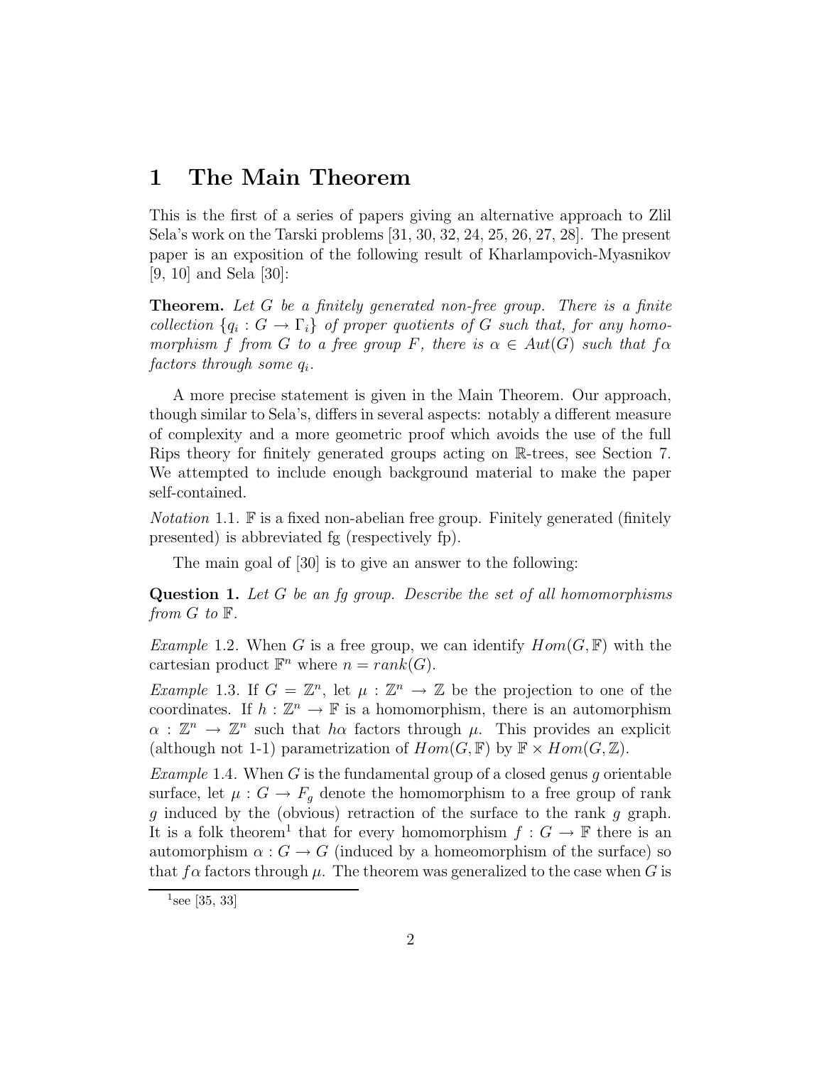# 1 The Main Theorem

This is the first of a series of papers giving an alternative approach to Zlil Sela's work on the Tarski problems [31, 30, 32, 24, 25, 26, 27, 28]. The present paper is an exposition of the following result of Kharlampovich-Myasnikov [9, 10] and Sela [30]:

**Theorem.** *Let $G$ be a finitely generated non-free group. There is a finite collection $\{q_i : G \to \Gamma_i\}$ of proper quotients of $G$ such that, for any homomorphism $f$ from $G$ to a free group $F$, there is $\alpha \in Aut(G)$ such that $f\alpha$ factors through some $q_i$.*

A more precise statement is given in the Main Theorem. Our approach, though similar to Sela's, differs in several aspects: notably a different measure of complexity and a more geometric proof which avoids the use of the full Rips theory for finitely generated groups acting on $\mathbb{R}$-trees, see Section 7. We attempted to include enough background material to make the paper self-contained.

*Notation* 1.1. $\mathbb{F}$ is a fixed non-abelian free group. Finitely generated (finitely presented) is abbreviated fg (respectively fp).

The main goal of [30] is to give an answer to the following:

**Question 1.** *Let $G$ be an fg group. Describe the set of all homomorphisms from $G$ to $\mathbb{F}$.*

*Example* 1.2. When $G$ is a free group, we can identify $Hom(G, \mathbb{F})$ with the cartesian product $\mathbb{F}^n$ where $n = rank(G)$.

*Example* 1.3. If $G = \mathbb{Z}^n$, let $\mu : \mathbb{Z}^n \to \mathbb{Z}$ be the projection to one of the coordinates. If $h : \mathbb{Z}^n \to \mathbb{F}$ is a homomorphism, there is an automorphism $\alpha : \mathbb{Z}^n \to \mathbb{Z}^n$ such that $h\alpha$ factors through $\mu$. This provides an explicit (although not 1-1) parametrization of $Hom(G, \mathbb{F})$ by $\mathbb{F} \times Hom(G, \mathbb{Z})$.

*Example* 1.4. When $G$ is the fundamental group of a closed genus $g$ orientable surface, let $\mu : G \to F_g$ denote the homomorphism to a free group of rank $g$ induced by the (obvious) retraction of the surface to the rank $g$ graph. It is a folk theorem[1] that for every homomorphism $f : G \to \mathbb{F}$ there is an automorphism $\alpha : G \to G$ (induced by a homeomorphism of the surface) so that $f\alpha$ factors through $\mu$. The theorem was generalized to the case when $G$ is

[1] see [35, 33]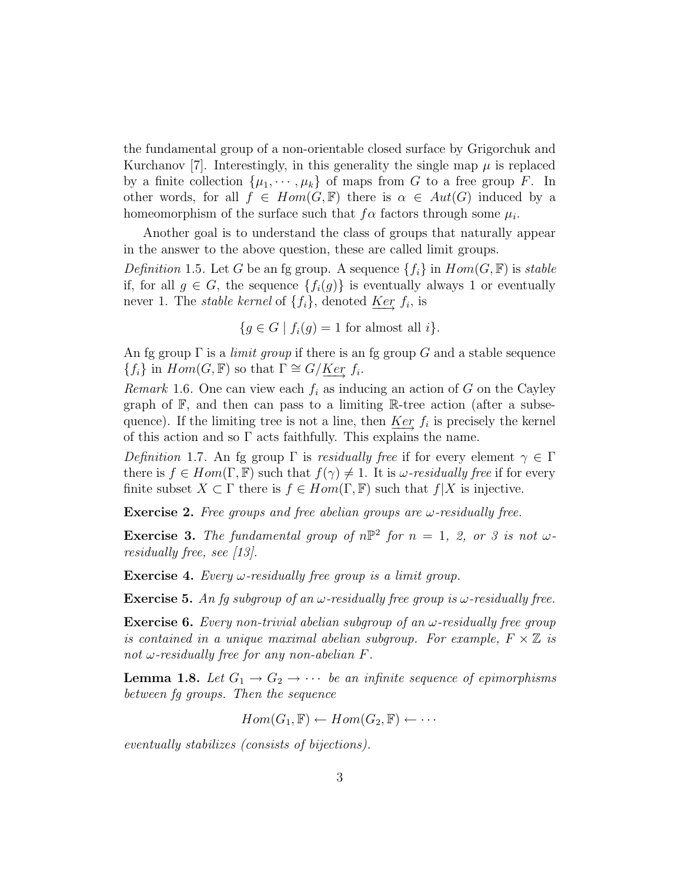the fundamental group of a non-orientable closed surface by Grigorchuk and Kurchanov [7]. Interestingly, in this generality the single map $\mu$ is replaced by a finite collection $\{\mu_1, \cdots, \mu_k\}$ of maps from $G$ to a free group $F$. In other words, for all $f \in Hom(G, \mathbb{F})$ there is $\alpha \in Aut(G)$ induced by a homeomorphism of the surface such that $f\alpha$ factors through some $\mu_i$.

Another goal is to understand the class of groups that naturally appear in the answer to the above question, these are called limit groups.

*Definition* 1.5. Let $G$ be an fg group. A sequence $\{f_i\}$ in $Hom(G, \mathbb{F})$ is *stable* if, for all $g \in G$, the sequence $\{f_i(g)\}$ is eventually always 1 or eventually never 1. The *stable kernel* of $\{f_i\}$, denoted $\underrightarrow{Ker}\ f_i$, is

$$\{g \in G \mid f_i(g) = 1 \text{ for almost all } i\}.$$

An fg group $\Gamma$ is a *limit group* if there is an fg group $G$ and a stable sequence $\{f_i\}$ in $Hom(G, \mathbb{F})$ so that $\Gamma \cong G/\underrightarrow{Ker}\ f_i$.

*Remark* 1.6. One can view each $f_i$ as inducing an action of $G$ on the Cayley graph of $\mathbb{F}$, and then can pass to a limiting $\mathbb{R}$-tree action (after a subsequence). If the limiting tree is not a line, then $\underrightarrow{Ker}\ f_i$ is precisely the kernel of this action and so $\Gamma$ acts faithfully. This explains the name.

*Definition* 1.7. An fg group $\Gamma$ is *residually free* if for every element $\gamma \in \Gamma$ there is $f \in Hom(\Gamma, \mathbb{F})$ such that $f(\gamma) \neq 1$. It is *$\omega$-residually free* if for every finite subset $X \subset \Gamma$ there is $f \in Hom(\Gamma, \mathbb{F})$ such that $f|X$ is injective.

**Exercise 2.** *Free groups and free abelian groups are $\omega$-residually free.*

**Exercise 3.** *The fundamental group of $n\mathbb{P}^2$ for $n = 1$, 2, or 3 is not $\omega$-residually free, see [13].*

**Exercise 4.** *Every $\omega$-residually free group is a limit group.*

**Exercise 5.** *An fg subgroup of an $\omega$-residually free group is $\omega$-residually free.*

**Exercise 6.** *Every non-trivial abelian subgroup of an $\omega$-residually free group is contained in a unique maximal abelian subgroup. For example, $F \times \mathbb{Z}$ is not $\omega$-residually free for any non-abelian $F$.*

**Lemma 1.8.** *Let $G_1 \to G_2 \to \cdots$ be an infinite sequence of epimorphisms between fg groups. Then the sequence*

$$Hom(G_1, \mathbb{F}) \leftarrow Hom(G_2, \mathbb{F}) \leftarrow \cdots$$

*eventually stabilizes (consists of bijections).*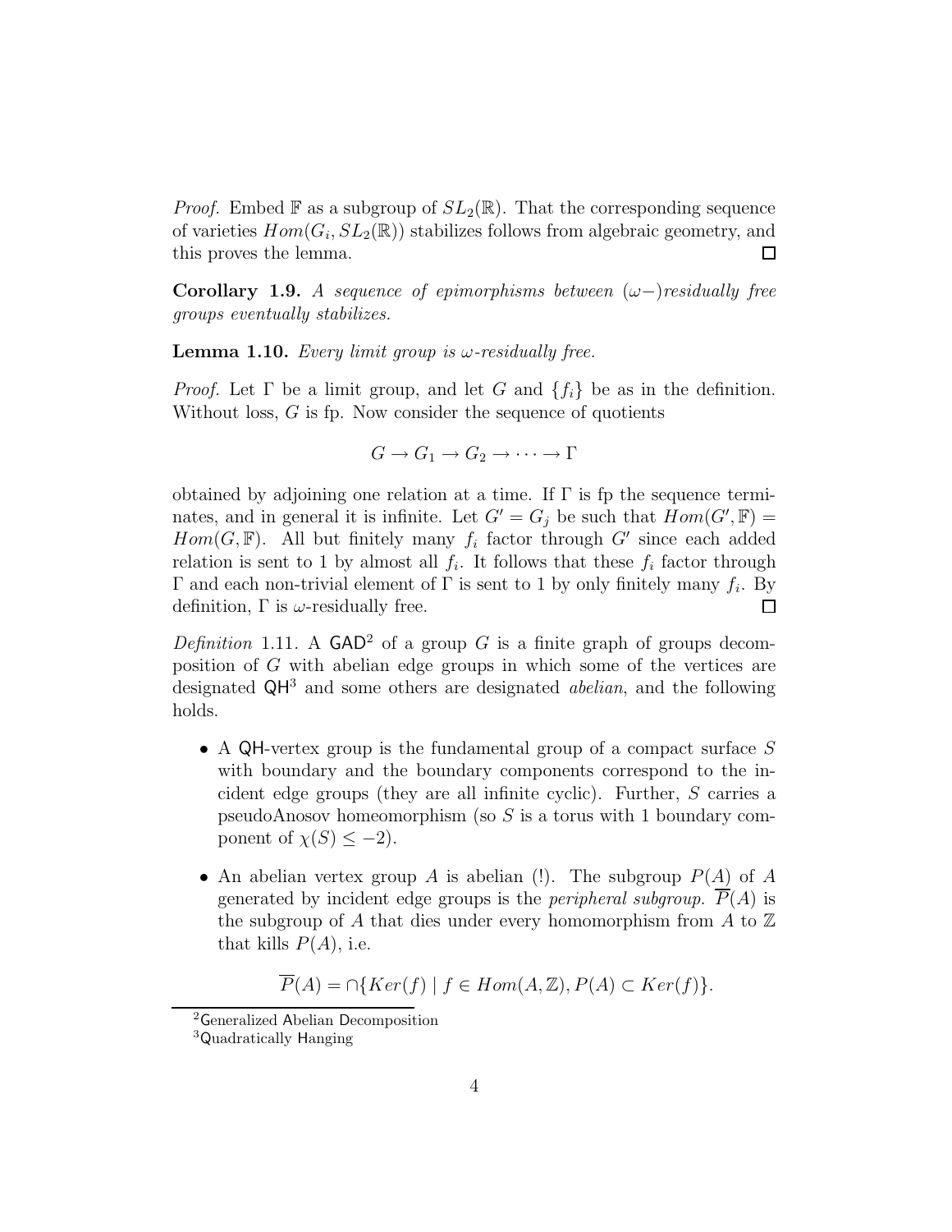*Proof.* Embed $\mathbb{F}$ as a subgroup of $SL_2(\mathbb{R})$. That the corresponding sequence of varieties $Hom(G_i, SL_2(\mathbb{R}))$ stabilizes follows from algebraic geometry, and this proves the lemma. ◻

**Corollary 1.9.** *A sequence of epimorphisms between ($\omega-$)residually free groups eventually stabilizes.*

**Lemma 1.10.** *Every limit group is $\omega$-residually free.*

*Proof.* Let $\Gamma$ be a limit group, and let $G$ and $\{f_i\}$ be as in the definition. Without loss, $G$ is fp. Now consider the sequence of quotients

$$G \to G_1 \to G_2 \to \cdots \to \Gamma$$

obtained by adjoining one relation at a time. If $\Gamma$ is fp the sequence terminates, and in general it is infinite. Let $G' = G_j$ be such that $Hom(G', \mathbb{F}) = Hom(G, \mathbb{F})$. All but finitely many $f_i$ factor through $G'$ since each added relation is sent to 1 by almost all $f_i$. It follows that these $f_i$ factor through $\Gamma$ and each non-trivial element of $\Gamma$ is sent to 1 by only finitely many $f_i$. By definition, $\Gamma$ is $\omega$-residually free. ◻

*Definition* 1.11. A GAD[2] of a group $G$ is a finite graph of groups decomposition of $G$ with abelian edge groups in which some of the vertices are designated QH[3] and some others are designated *abelian*, and the following holds.

- A QH-vertex group is the fundamental group of a compact surface $S$ with boundary and the boundary components correspond to the incident edge groups (they are all infinite cyclic). Further, $S$ carries a pseudoAnosov homeomorphism (so $S$ is a torus with 1 boundary component of $\chi(S) \leq -2$).
- An abelian vertex group $A$ is abelian (!). The subgroup $P(A)$ of $A$ generated by incident edge groups is the *peripheral subgroup*. $\overline{P}(A)$ is the subgroup of $A$ that dies under every homomorphism from $A$ to $\mathbb{Z}$ that kills $P(A)$, i.e.

$$\overline{P}(A) = \cap\{Ker(f) \mid f \in Hom(A, \mathbb{Z}), P(A) \subset Ker(f)\}.$$

[2] Generalized Abelian Decomposition

[3] Quadratically Hanging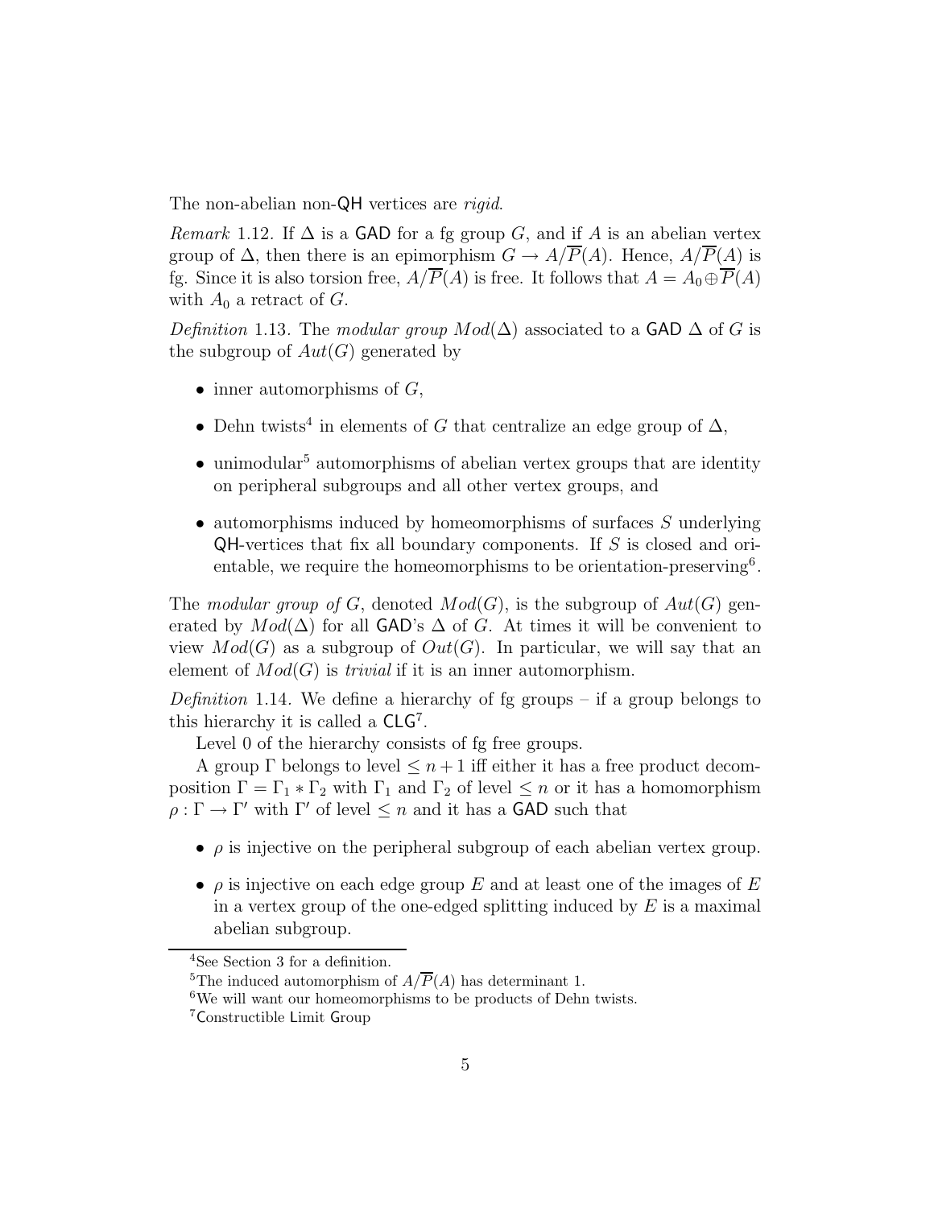The non-abelian non-QH vertices are *rigid*.

*Remark* 1.12. If $\Delta$ is a GAD for a fg group $G$, and if $A$ is an abelian vertex group of $\Delta$, then there is an epimorphism $G \to A/\overline{P}(A)$. Hence, $A/\overline{P}(A)$ is fg. Since it is also torsion free, $A/\overline{P}(A)$ is free. It follows that $A = A_0 \oplus \overline{P}(A)$ with $A_0$ a retract of $G$.

*Definition* 1.13. The *modular group* $Mod(\Delta)$ associated to a GAD $\Delta$ of $G$ is the subgroup of $Aut(G)$ generated by

- inner automorphisms of $G$,
- Dehn twists[4] in elements of $G$ that centralize an edge group of $\Delta$,
- unimodular[5] automorphisms of abelian vertex groups that are identity on peripheral subgroups and all other vertex groups, and
- automorphisms induced by homeomorphisms of surfaces $S$ underlying QH-vertices that fix all boundary components. If $S$ is closed and orientable, we require the homeomorphisms to be orientation-preserving[6].

The *modular group of* $G$, denoted $Mod(G)$, is the subgroup of $Aut(G)$ generated by $Mod(\Delta)$ for all GAD's $\Delta$ of $G$. At times it will be convenient to view $Mod(G)$ as a subgroup of $Out(G)$. In particular, we will say that an element of $Mod(G)$ is *trivial* if it is an inner automorphism.

*Definition* 1.14. We define a hierarchy of fg groups – if a group belongs to this hierarchy it is called a CLG[7].

Level 0 of the hierarchy consists of fg free groups.

A group $\Gamma$ belongs to level $\leq n+1$ iff either it has a free product decomposition $\Gamma = \Gamma_1 * \Gamma_2$ with $\Gamma_1$ and $\Gamma_2$ of level $\leq n$ or it has a homomorphism $\rho : \Gamma \to \Gamma'$ with $\Gamma'$ of level $\leq n$ and it has a GAD such that

- $\rho$ is injective on the peripheral subgroup of each abelian vertex group.
- $\rho$ is injective on each edge group $E$ and at least one of the images of $E$ in a vertex group of the one-edged splitting induced by $E$ is a maximal abelian subgroup.

[4] See Section 3 for a definition.

[5] The induced automorphism of $A/\overline{P}(A)$ has determinant 1.

[6] We will want our homeomorphisms to be products of Dehn twists.

[7] Constructible Limit Group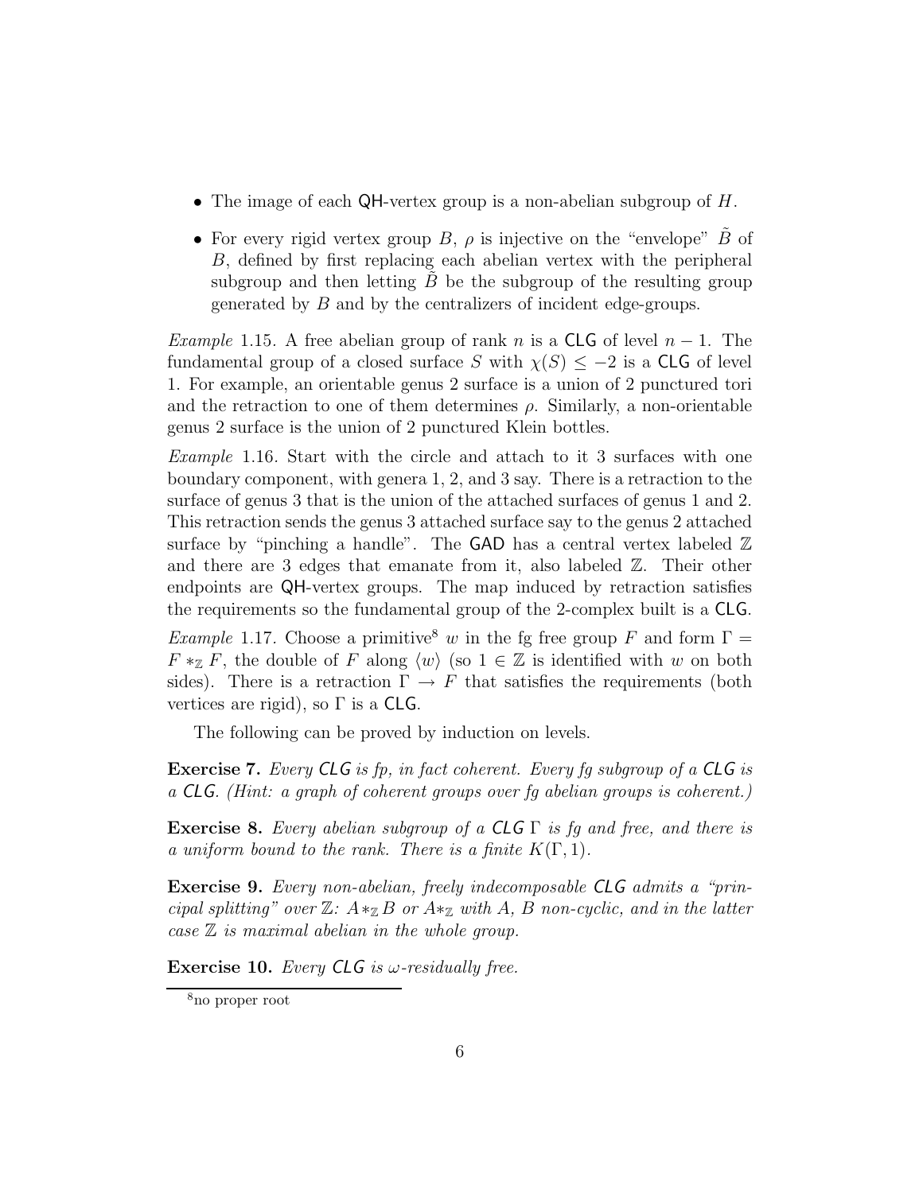- The image of each QH-vertex group is a non-abelian subgroup of $H$.
- For every rigid vertex group $B$, $\rho$ is injective on the "envelope" $\tilde{B}$ of $B$, defined by first replacing each abelian vertex with the peripheral subgroup and then letting $\tilde{B}$ be the subgroup of the resulting group generated by $B$ and by the centralizers of incident edge-groups.

*Example* 1.15. A free abelian group of rank $n$ is a CLG of level $n-1$. The fundamental group of a closed surface $S$ with $\chi(S) \leq -2$ is a CLG of level 1. For example, an orientable genus 2 surface is a union of 2 punctured tori and the retraction to one of them determines $\rho$. Similarly, a non-orientable genus 2 surface is the union of 2 punctured Klein bottles.

*Example* 1.16. Start with the circle and attach to it 3 surfaces with one boundary component, with genera 1, 2, and 3 say. There is a retraction to the surface of genus 3 that is the union of the attached surfaces of genus 1 and 2. This retraction sends the genus 3 attached surface say to the genus 2 attached surface by "pinching a handle". The GAD has a central vertex labeled $\mathbb{Z}$ and there are 3 edges that emanate from it, also labeled $\mathbb{Z}$. Their other endpoints are QH-vertex groups. The map induced by retraction satisfies the requirements so the fundamental group of the 2-complex built is a CLG.

*Example* 1.17. Choose a primitive[8] $w$ in the fg free group $F$ and form $\Gamma = F *_{\mathbb{Z}} F$, the double of $F$ along $\langle w \rangle$ (so $1 \in \mathbb{Z}$ is identified with $w$ on both sides). There is a retraction $\Gamma \to F$ that satisfies the requirements (both vertices are rigid), so $\Gamma$ is a CLG.

The following can be proved by induction on levels.

**Exercise 7.** *Every CLG is fp, in fact coherent. Every fg subgroup of a CLG is a CLG. (Hint: a graph of coherent groups over fg abelian groups is coherent.)*

**Exercise 8.** *Every abelian subgroup of a CLG $\Gamma$ is fg and free, and there is a uniform bound to the rank. There is a finite $K(\Gamma, 1)$.*

**Exercise 9.** *Every non-abelian, freely indecomposable CLG admits a "principal splitting" over $\mathbb{Z}$: $A *_{\mathbb{Z}} B$ or $A *_{\mathbb{Z}}$ with $A$, $B$ non-cyclic, and in the latter case $\mathbb{Z}$ is maximal abelian in the whole group.*

**Exercise 10.** *Every CLG is $\omega$-residually free.*

[8] no proper root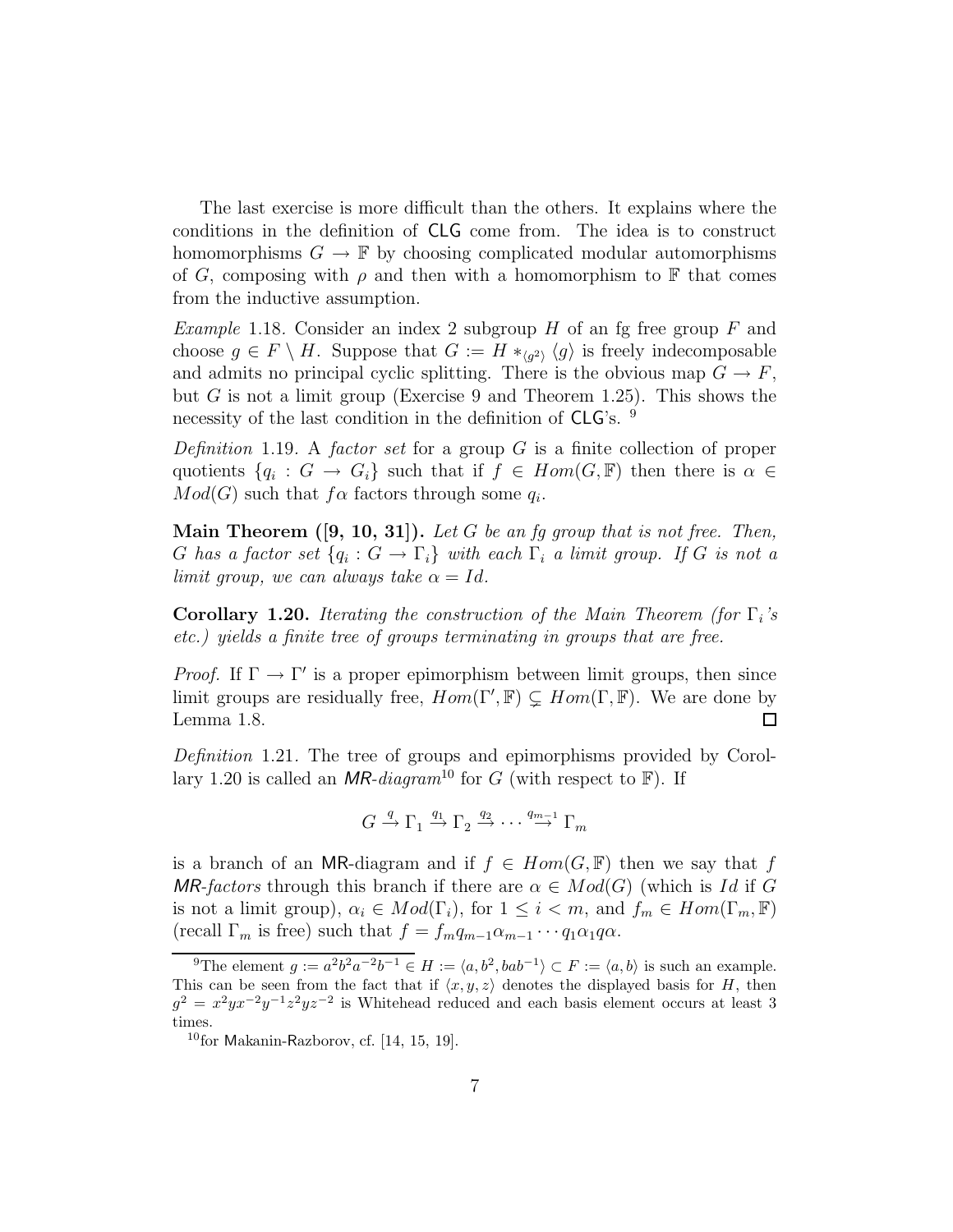The last exercise is more difficult than the others. It explains where the conditions in the definition of CLG come from. The idea is to construct homomorphisms $G \to \mathbb{F}$ by choosing complicated modular automorphisms of $G$, composing with $\rho$ and then with a homomorphism to $\mathbb{F}$ that comes from the inductive assumption.

*Example* 1.18. Consider an index 2 subgroup $H$ of an fg free group $F$ and choose $g \in F \setminus H$. Suppose that $G := H *_{\langle g^2 \rangle} \langle g \rangle$ is freely indecomposable and admits no principal cyclic splitting. There is the obvious map $G \to F$, but $G$ is not a limit group (Exercise 9 and Theorem 1.25). This shows the necessity of the last condition in the definition of CLG's. [9]

*Definition* 1.19. A *factor set* for a group $G$ is a finite collection of proper quotients $\{q_i : G \to G_i\}$ such that if $f \in Hom(G, \mathbb{F})$ then there is $\alpha \in Mod(G)$ such that $f\alpha$ factors through some $q_i$.

**Main Theorem ([9, 10, 31]).** *Let $G$ be an fg group that is not free. Then, $G$ has a factor set $\{q_i : G \to \Gamma_i\}$ with each $\Gamma_i$ a limit group. If $G$ is not a limit group, we can always take $\alpha = Id$.*

**Corollary 1.20.** *Iterating the construction of the Main Theorem (for $\Gamma_i$'s etc.) yields a finite tree of groups terminating in groups that are free.*

*Proof.* If $\Gamma \to \Gamma'$ is a proper epimorphism between limit groups, then since limit groups are residually free, $Hom(\Gamma', \mathbb{F}) \subsetneq Hom(\Gamma, \mathbb{F})$. We are done by Lemma 1.8. ∎

*Definition* 1.21. The tree of groups and epimorphisms provided by Corollary 1.20 is called an *MR-diagram*[10] for $G$ (with respect to $\mathbb{F}$). If

$$G \xrightarrow{q} \Gamma_1 \xrightarrow{q_1} \Gamma_2 \xrightarrow{q_2} \cdots \xrightarrow{q_{m-1}} \Gamma_m$$

is a branch of an MR-diagram and if $f \in Hom(G, \mathbb{F})$ then we say that $f$ *MR-factors* through this branch if there are $\alpha \in Mod(G)$ (which is $Id$ if $G$ is not a limit group), $\alpha_i \in Mod(\Gamma_i)$, for $1 \le i < m$, and $f_m \in Hom(\Gamma_m, \mathbb{F})$ (recall $\Gamma_m$ is free) such that $f = f_m q_{m-1} \alpha_{m-1} \cdots q_1 \alpha_1 q \alpha$.

---

[9] The element $g := a^2 b^2 a^{-2} b^{-1} \in H := \langle a, b^2, bab^{-1} \rangle \subset F := \langle a, b \rangle$ is such an example. This can be seen from the fact that if $\langle x, y, z \rangle$ denotes the displayed basis for $H$, then $g^2 = x^2 y x^{-2} y^{-1} z^2 y z^{-2}$ is Whitehead reduced and each basis element occurs at least 3 times.

[10] for Makanin-Razborov, cf. [14, 15, 19].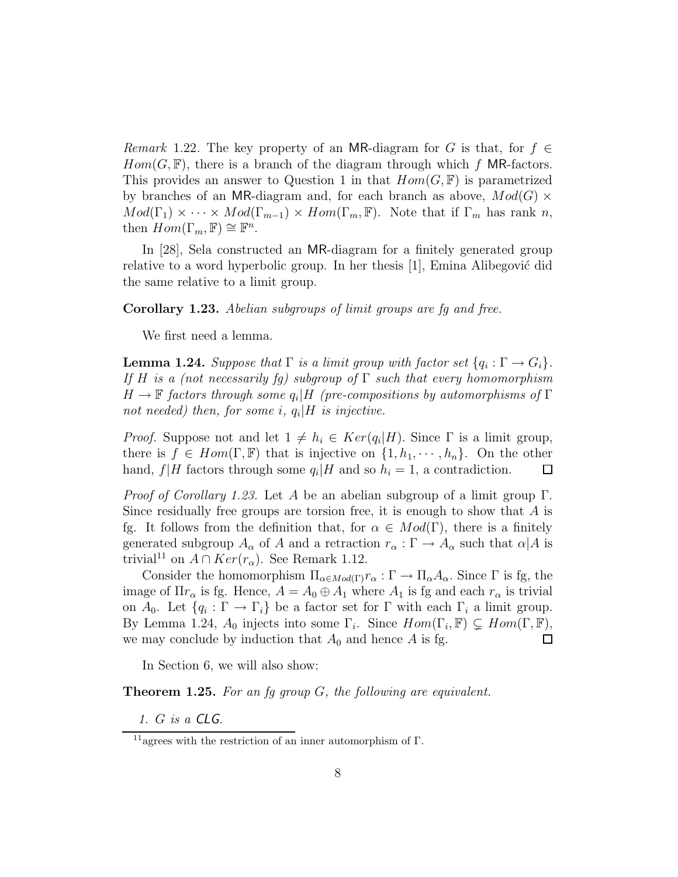*Remark* 1.22. The key property of an $\mathsf{MR}$-diagram for $G$ is that, for $f \in Hom(G, \mathbb{F})$, there is a branch of the diagram through which $f$ $\mathsf{MR}$-factors. This provides an answer to Question 1 in that $Hom(G, \mathbb{F})$ is parametrized by branches of an $\mathsf{MR}$-diagram and, for each branch as above, $Mod(G) \times Mod(\Gamma_1) \times \cdots \times Mod(\Gamma_{m-1}) \times Hom(\Gamma_m, \mathbb{F})$. Note that if $\Gamma_m$ has rank $n$, then $Hom(\Gamma_m, \mathbb{F}) \cong \mathbb{F}^n$.

In [28], Sela constructed an $\mathsf{MR}$-diagram for a finitely generated group relative to a word hyperbolic group. In her thesis [1], Emina Alibegović did the same relative to a limit group.

**Corollary 1.23.** *Abelian subgroups of limit groups are fg and free.*

We first need a lemma.

**Lemma 1.24.** *Suppose that $\Gamma$ is a limit group with factor set $\{q_i : \Gamma \to G_i\}$. If $H$ is a (not necessarily fg) subgroup of $\Gamma$ such that every homomorphism $H \to \mathbb{F}$ factors through some $q_i|H$ (pre-compositions by automorphisms of $\Gamma$ not needed) then, for some $i$, $q_i|H$ is injective.*

*Proof.* Suppose not and let $1 \neq h_i \in Ker(q_i|H)$. Since $\Gamma$ is a limit group, there is $f \in Hom(\Gamma, \mathbb{F})$ that is injective on $\{1, h_1, \cdots, h_n\}$. On the other hand, $f|H$ factors through some $q_i|H$ and so $h_i = 1$, a contradiction. ◻

*Proof of Corollary 1.23.* Let $A$ be an abelian subgroup of a limit group $\Gamma$. Since residually free groups are torsion free, it is enough to show that $A$ is fg. It follows from the definition that, for $\alpha \in Mod(\Gamma)$, there is a finitely generated subgroup $A_\alpha$ of $A$ and a retraction $r_\alpha : \Gamma \to A_\alpha$ such that $\alpha|A$ is trivial[11] on $A \cap Ker(r_\alpha)$. See Remark 1.12.

Consider the homomorphism $\Pi_{\alpha \in Mod(\Gamma)} r_\alpha : \Gamma \to \Pi_\alpha A_\alpha$. Since $\Gamma$ is fg, the image of $\Pi r_\alpha$ is fg. Hence, $A = A_0 \oplus A_1$ where $A_1$ is fg and each $r_\alpha$ is trivial on $A_0$. Let $\{q_i : \Gamma \to \Gamma_i\}$ be a factor set for $\Gamma$ with each $\Gamma_i$ a limit group. By Lemma 1.24, $A_0$ injects into some $\Gamma_i$. Since $Hom(\Gamma_i, \mathbb{F}) \subsetneq Hom(\Gamma, \mathbb{F})$, we may conclude by induction that $A_0$ and hence $A$ is fg. ◻

In Section 6, we will also show:

**Theorem 1.25.** *For an fg group $G$, the following are equivalent.*

1. *$G$ is a $\mathsf{CLG}$.*

[11] agrees with the restriction of an inner automorphism of $\Gamma$.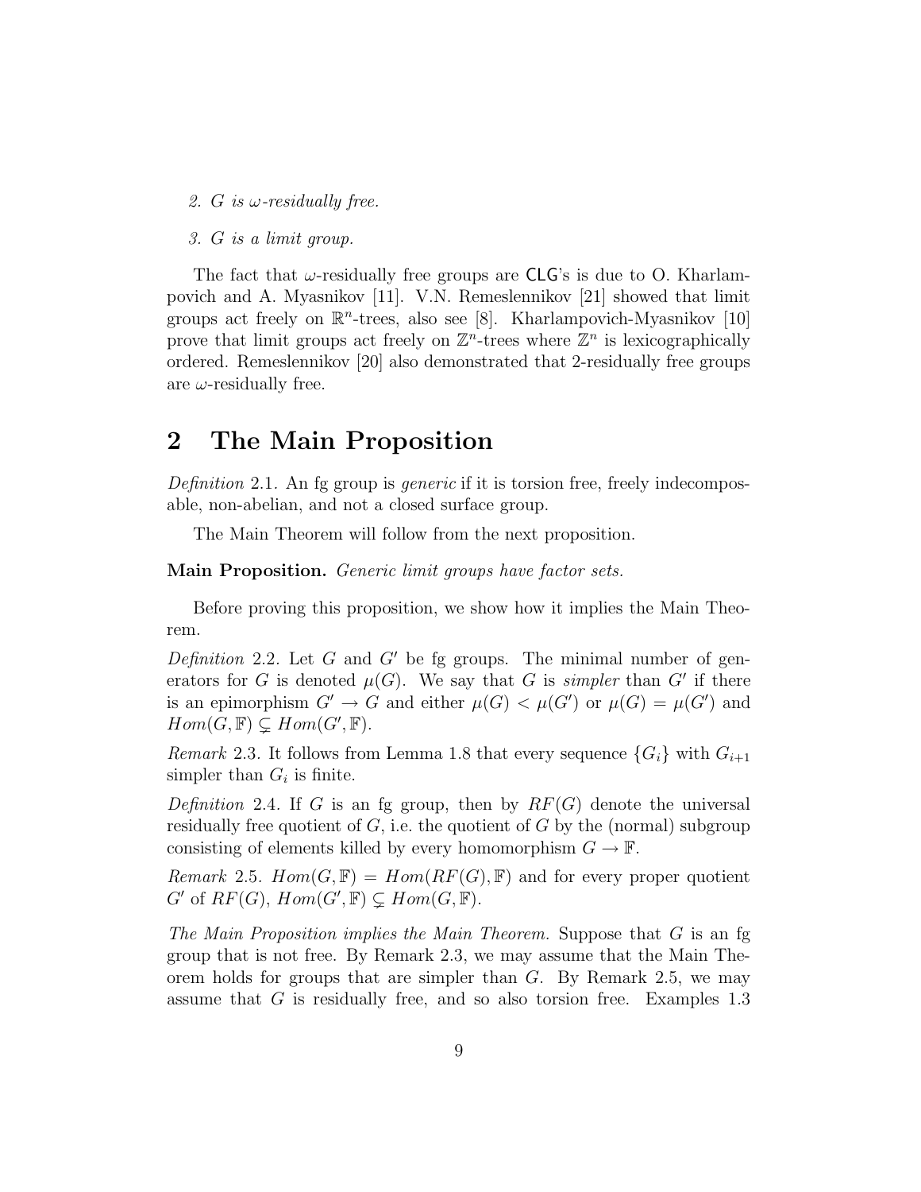2. *$G$ is $\omega$-residually free.*

3. *$G$ is a limit group.*

The fact that $\omega$-residually free groups are CLG's is due to O. Kharlampovich and A. Myasnikov [11]. V.N. Remeslennikov [21] showed that limit groups act freely on $\mathbb{R}^n$-trees, also see [8]. Kharlampovich-Myasnikov [10] prove that limit groups act freely on $\mathbb{Z}^n$-trees where $\mathbb{Z}^n$ is lexicographically ordered. Remeslennikov [20] also demonstrated that 2-residually free groups are $\omega$-residually free.

## 2 The Main Proposition

*Definition* 2.1. An fg group is *generic* if it is torsion free, freely indecomposable, non-abelian, and not a closed surface group.

The Main Theorem will follow from the next proposition.

**Main Proposition.** *Generic limit groups have factor sets.*

Before proving this proposition, we show how it implies the Main Theorem.

*Definition* 2.2. Let $G$ and $G'$ be fg groups. The minimal number of generators for $G$ is denoted $\mu(G)$. We say that $G$ is *simpler* than $G'$ if there is an epimorphism $G' \to G$ and either $\mu(G) < \mu(G')$ or $\mu(G) = \mu(G')$ and $Hom(G, \mathbb{F}) \subsetneq Hom(G', \mathbb{F})$.

*Remark* 2.3. It follows from Lemma 1.8 that every sequence $\{G_i\}$ with $G_{i+1}$ simpler than $G_i$ is finite.

*Definition* 2.4. If $G$ is an fg group, then by $RF(G)$ denote the universal residually free quotient of $G$, i.e. the quotient of $G$ by the (normal) subgroup consisting of elements killed by every homomorphism $G \to \mathbb{F}$.

*Remark* 2.5. $Hom(G, \mathbb{F}) = Hom(RF(G), \mathbb{F})$ and for every proper quotient $G'$ of $RF(G)$, $Hom(G', \mathbb{F}) \subsetneq Hom(G, \mathbb{F})$.

*The Main Proposition implies the Main Theorem.* Suppose that $G$ is an fg group that is not free. By Remark 2.3, we may assume that the Main Theorem holds for groups that are simpler than $G$. By Remark 2.5, we may assume that $G$ is residually free, and so also torsion free. Examples 1.3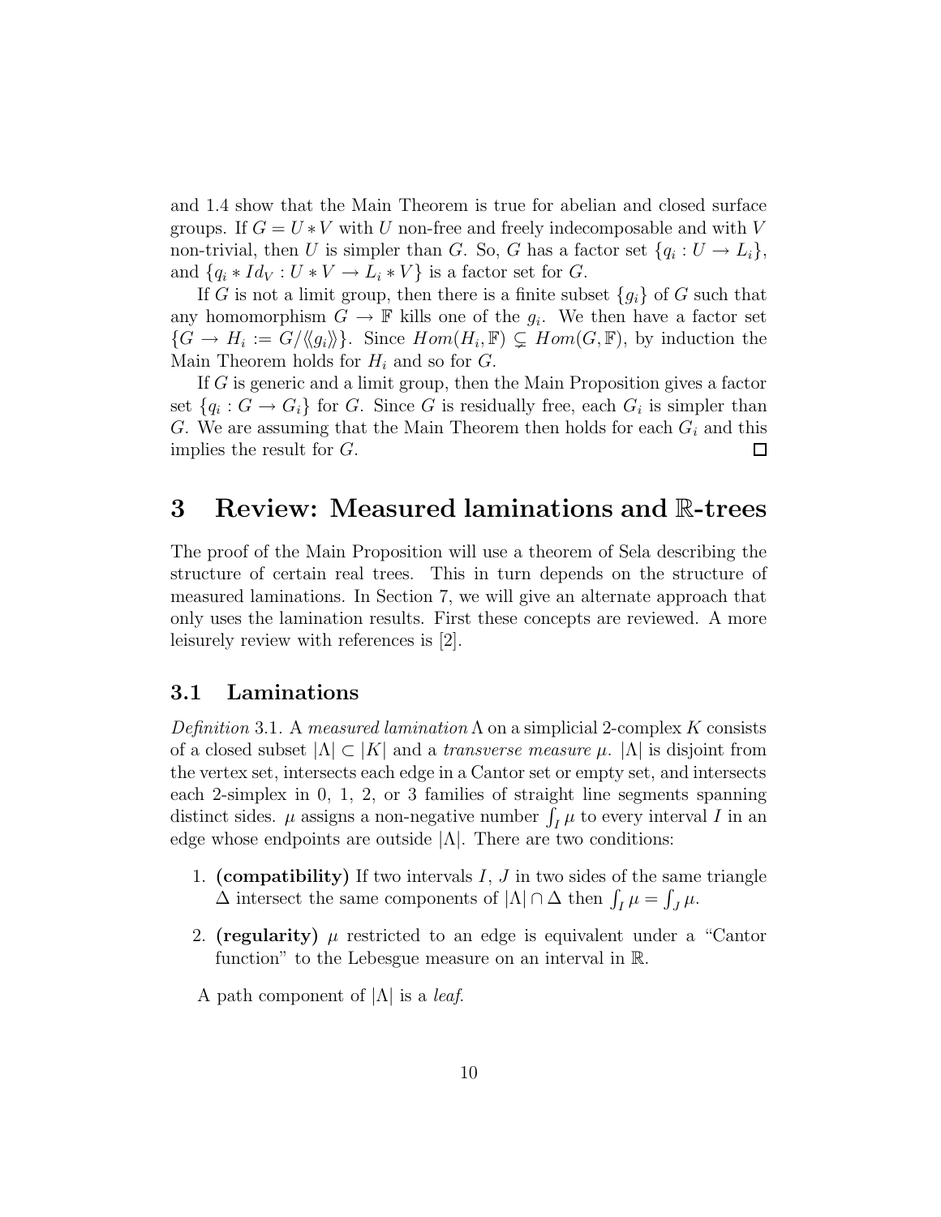and 1.4 show that the Main Theorem is true for abelian and closed surface groups. If $G = U * V$ with $U$ non-free and freely indecomposable and with $V$ non-trivial, then $U$ is simpler than $G$. So, $G$ has a factor set $\{q_i : U \to L_i\}$, and $\{q_i * Id_V : U * V \to L_i * V\}$ is a factor set for $G$.

If $G$ is not a limit group, then there is a finite subset $\{g_i\}$ of $G$ such that any homomorphism $G \to \mathbb{F}$ kills one of the $g_i$. We then have a factor set $\{G \to H_i := G/\langle\langle g_i \rangle\rangle\}$. Since $Hom(H_i, \mathbb{F}) \subsetneq Hom(G, \mathbb{F})$, by induction the Main Theorem holds for $H_i$ and so for $G$.

If $G$ is generic and a limit group, then the Main Proposition gives a factor set $\{q_i : G \to G_i\}$ for $G$. Since $G$ is residually free, each $G_i$ is simpler than $G$. We are assuming that the Main Theorem then holds for each $G_i$ and this implies the result for $G$. $\square$

# 3 Review: Measured laminations and $\mathbb{R}$-trees

The proof of the Main Proposition will use a theorem of Sela describing the structure of certain real trees. This in turn depends on the structure of measured laminations. In Section 7, we will give an alternate approach that only uses the lamination results. First these concepts are reviewed. A more leisurely review with references is [2].

## 3.1 Laminations

*Definition* 3.1. A *measured lamination* $\Lambda$ on a simplicial 2-complex $K$ consists of a closed subset $|\Lambda| \subset |K|$ and a *transverse measure* $\mu$. $|\Lambda|$ is disjoint from the vertex set, intersects each edge in a Cantor set or empty set, and intersects each 2-simplex in 0, 1, 2, or 3 families of straight line segments spanning distinct sides. $\mu$ assigns a non-negative number $\int_I \mu$ to every interval $I$ in an edge whose endpoints are outside $|\Lambda|$. There are two conditions:

1. **(compatibility)** If two intervals $I$, $J$ in two sides of the same triangle $\Delta$ intersect the same components of $|\Lambda| \cap \Delta$ then $\int_I \mu = \int_J \mu$.
2. **(regularity)** $\mu$ restricted to an edge is equivalent under a "Cantor function" to the Lebesgue measure on an interval in $\mathbb{R}$.

A path component of $|\Lambda|$ is a *leaf*.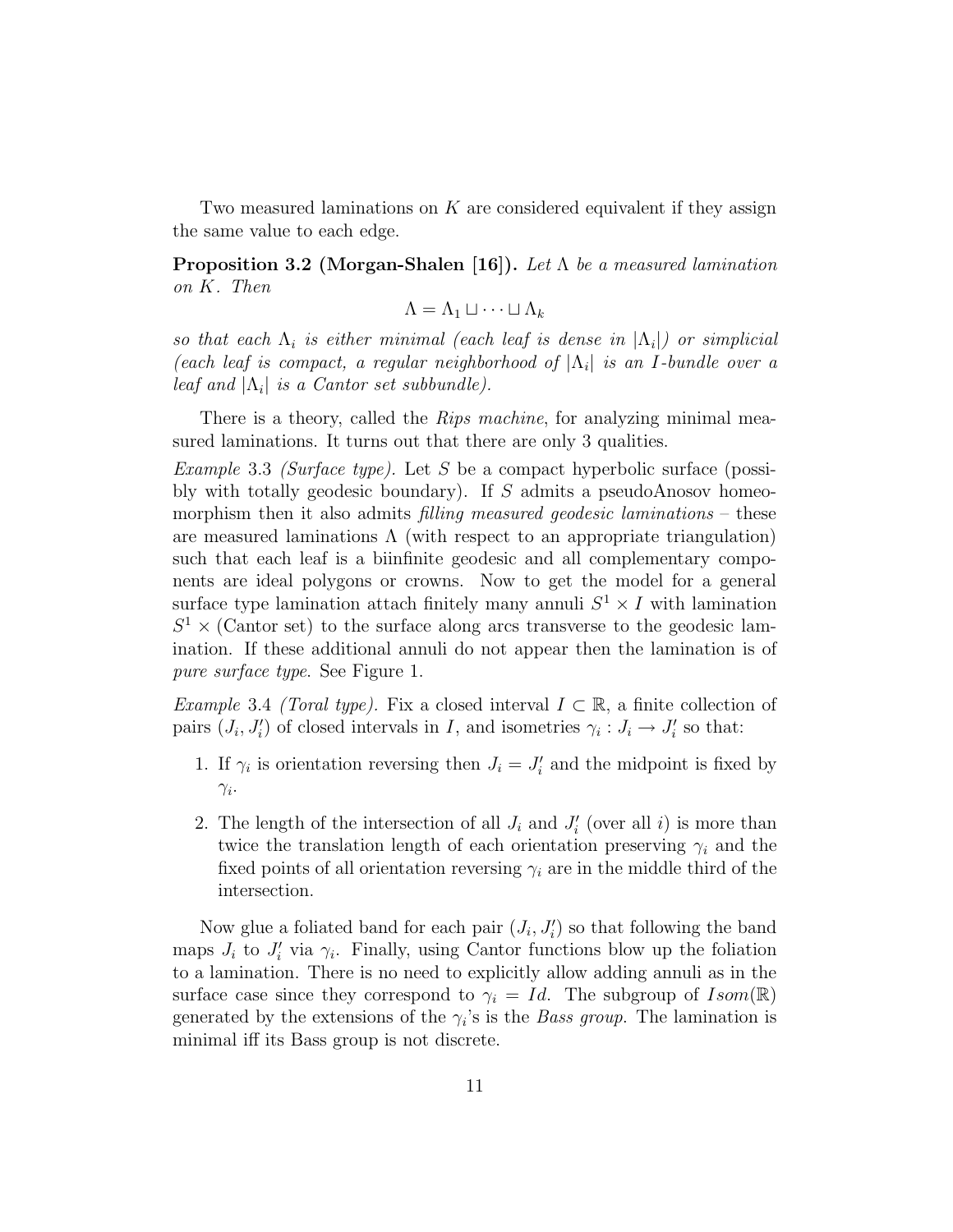Two measured laminations on $K$ are considered equivalent if they assign the same value to each edge.

**Proposition 3.2 (Morgan-Shalen [16]).** *Let $\Lambda$ be a measured lamination on $K$. Then*

$$\Lambda = \Lambda_1 \sqcup \cdots \sqcup \Lambda_k$$

*so that each $\Lambda_i$ is either minimal (each leaf is dense in $|\Lambda_i|$) or simplicial (each leaf is compact, a regular neighborhood of $|\Lambda_i|$ is an $I$-bundle over a leaf and $|\Lambda_i|$ is a Cantor set subbundle).*

There is a theory, called the *Rips machine*, for analyzing minimal measured laminations. It turns out that there are only 3 qualities.

*Example* 3.3 *(Surface type).* Let $S$ be a compact hyperbolic surface (possibly with totally geodesic boundary). If $S$ admits a pseudoAnosov homeomorphism then it also admits *filling measured geodesic laminations* – these are measured laminations $\Lambda$ (with respect to an appropriate triangulation) such that each leaf is a biinfinite geodesic and all complementary components are ideal polygons or crowns. Now to get the model for a general surface type lamination attach finitely many annuli $S^1 \times I$ with lamination $S^1 \times$ (Cantor set) to the surface along arcs transverse to the geodesic lamination. If these additional annuli do not appear then the lamination is of *pure surface type*. See Figure 1.

*Example* 3.4 *(Toral type).* Fix a closed interval $I \subset \mathbb{R}$, a finite collection of pairs $(J_i, J'_i)$ of closed intervals in $I$, and isometries $\gamma_i : J_i \to J'_i$ so that:

1. If $\gamma_i$ is orientation reversing then $J_i = J'_i$ and the midpoint is fixed by $\gamma_i$.
2. The length of the intersection of all $J_i$ and $J'_i$ (over all $i$) is more than twice the translation length of each orientation preserving $\gamma_i$ and the fixed points of all orientation reversing $\gamma_i$ are in the middle third of the intersection.

Now glue a foliated band for each pair $(J_i, J'_i)$ so that following the band maps $J_i$ to $J'_i$ via $\gamma_i$. Finally, using Cantor functions blow up the foliation to a lamination. There is no need to explicitly allow adding annuli as in the surface case since they correspond to $\gamma_i = Id$. The subgroup of $Isom(\mathbb{R})$ generated by the extensions of the $\gamma_i$'s is the *Bass group*. The lamination is minimal iff its Bass group is not discrete.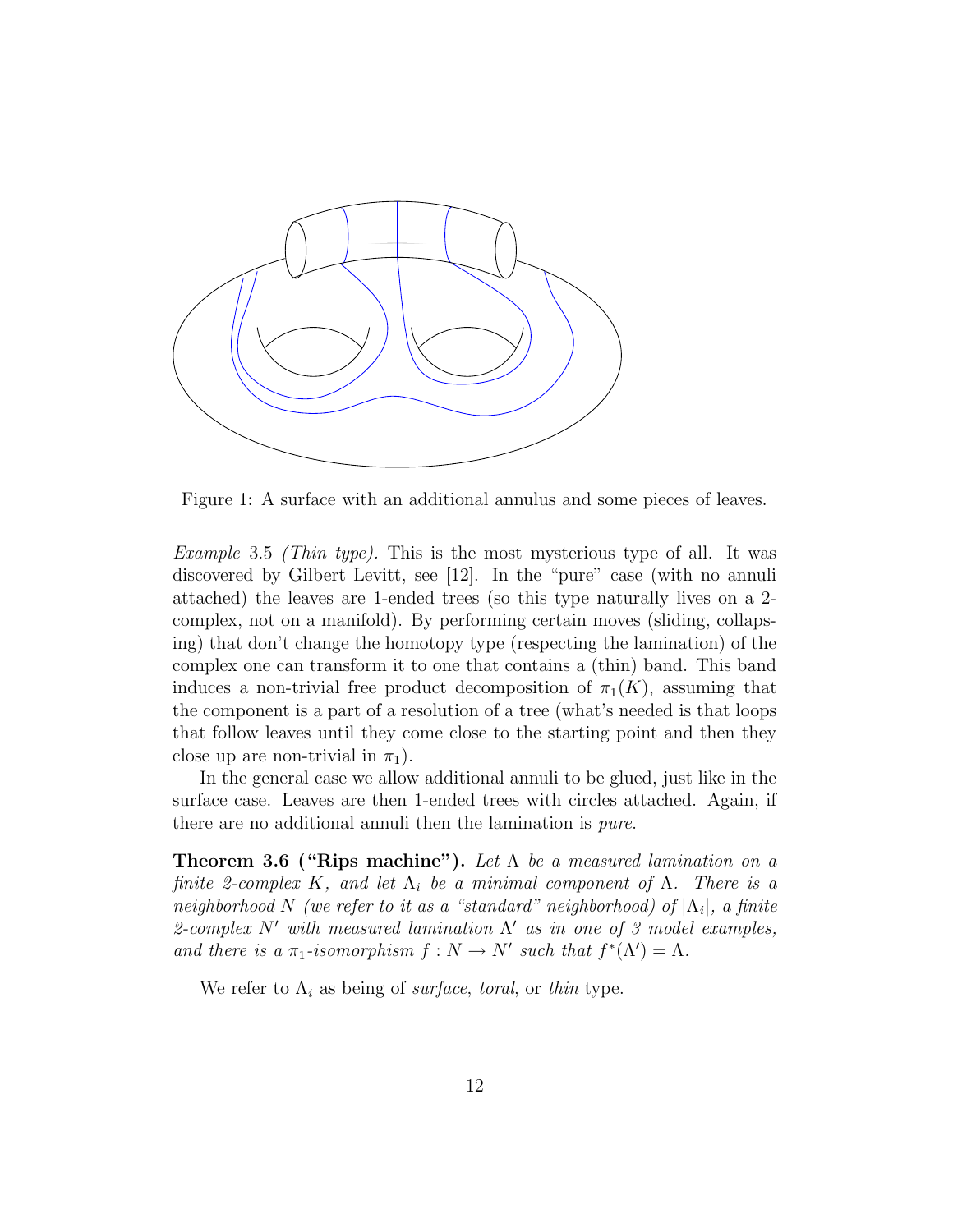Figure 1: A surface with an additional annulus and some pieces of leaves.

*Example* 3.5 *(Thin type).* This is the most mysterious type of all. It was discovered by Gilbert Levitt, see [12]. In the "pure" case (with no annuli attached) the leaves are 1-ended trees (so this type naturally lives on a 2-complex, not on a manifold). By performing certain moves (sliding, collapsing) that don't change the homotopy type (respecting the lamination) of the complex one can transform it to one that contains a (thin) band. This band induces a non-trivial free product decomposition of $\pi_1(K)$, assuming that the component is a part of a resolution of a tree (what's needed is that loops that follow leaves until they come close to the starting point and then they close up are non-trivial in $\pi_1$).

In the general case we allow additional annuli to be glued, just like in the surface case. Leaves are then 1-ended trees with circles attached. Again, if there are no additional annuli then the lamination is *pure*.

**Theorem 3.6 ("Rips machine").** *Let $\Lambda$ be a measured lamination on a finite 2-complex $K$, and let $\Lambda_i$ be a minimal component of $\Lambda$. There is a neighborhood $N$ (we refer to it as a "standard" neighborhood) of $|\Lambda_i|$, a finite 2-complex $N'$ with measured lamination $\Lambda'$ as in one of 3 model examples, and there is a $\pi_1$-isomorphism $f : N \to N'$ such that $f^*(\Lambda') = \Lambda$.*

We refer to $\Lambda_i$ as being of *surface*, *toral*, or *thin* type.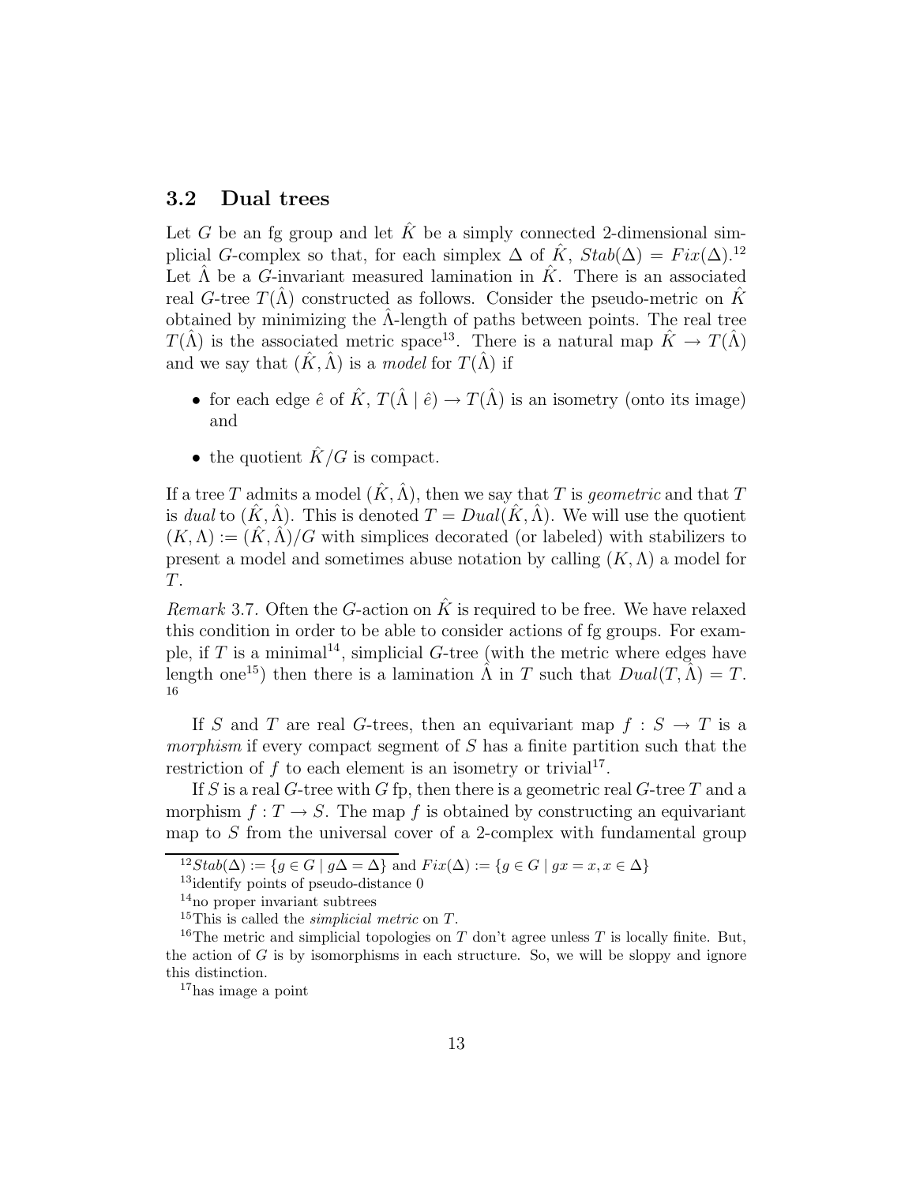### 3.2 Dual trees

Let $G$ be an fg group and let $\hat{K}$ be a simply connected 2-dimensional simplicial $G$-complex so that, for each simplex $\Delta$ of $\hat{K}$, $Stab(\Delta) = Fix(\Delta)$.[12] Let $\hat{\Lambda}$ be a $G$-invariant measured lamination in $\hat{K}$. There is an associated real $G$-tree $T(\hat{\Lambda})$ constructed as follows. Consider the pseudo-metric on $\hat{K}$ obtained by minimizing the $\hat{\Lambda}$-length of paths between points. The real tree $T(\hat{\Lambda})$ is the associated metric space[13]. There is a natural map $\hat{K} \to T(\hat{\Lambda})$ and we say that $(\hat{K}, \hat{\Lambda})$ is a *model* for $T(\hat{\Lambda})$ if

- for each edge $\hat{e}$ of $\hat{K}$, $T(\hat{\Lambda} \mid \hat{e}) \to T(\hat{\Lambda})$ is an isometry (onto its image) and
- the quotient $\hat{K}/G$ is compact.

If a tree $T$ admits a model $(\hat{K}, \hat{\Lambda})$, then we say that $T$ is *geometric* and that $T$ is *dual* to $(\hat{K}, \hat{\Lambda})$. This is denoted $T = Dual(\hat{K}, \hat{\Lambda})$. We will use the quotient $(K, \Lambda) := (\hat{K}, \hat{\Lambda})/G$ with simplices decorated (or labeled) with stabilizers to present a model and sometimes abuse notation by calling $(K, \Lambda)$ a model for $T$.

*Remark* 3.7. Often the $G$-action on $\hat{K}$ is required to be free. We have relaxed this condition in order to be able to consider actions of fg groups. For example, if $T$ is a minimal[14], simplicial $G$-tree (with the metric where edges have length one[15]) then there is a lamination $\hat{\Lambda}$ in $T$ such that $Dual(T, \hat{\Lambda}) = T$. [16]

If $S$ and $T$ are real $G$-trees, then an equivariant map $f : S \to T$ is a *morphism* if every compact segment of $S$ has a finite partition such that the restriction of $f$ to each element is an isometry or trivial[17].

If $S$ is a real $G$-tree with $G$ fp, then there is a geometric real $G$-tree $T$ and a morphism $f : T \to S$. The map $f$ is obtained by constructing an equivariant map to $S$ from the universal cover of a 2-complex with fundamental group

---

[12] $Stab(\Delta) := \{g \in G \mid g\Delta = \Delta\}$ and $Fix(\Delta) := \{g \in G \mid gx = x, x \in \Delta\}$

[13] identify points of pseudo-distance 0

[14] no proper invariant subtrees

[15] This is called the *simplicial metric* on $T$.

[16] The metric and simplicial topologies on $T$ don't agree unless $T$ is locally finite. But, the action of $G$ is by isomorphisms in each structure. So, we will be sloppy and ignore this distinction.

[17] has image a point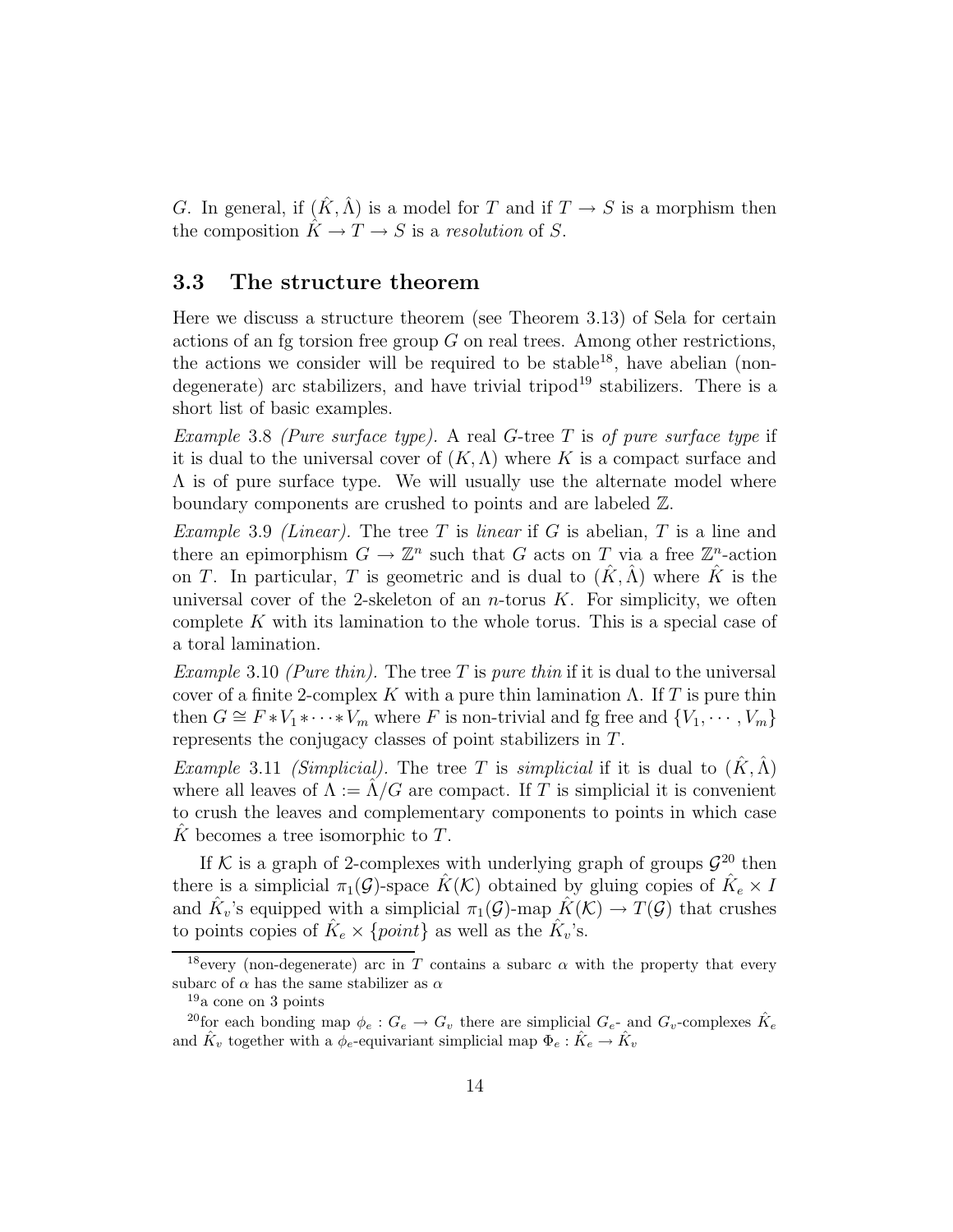$G$. In general, if $(\hat{K}, \hat{\Lambda})$ is a model for $T$ and if $T \to S$ is a morphism then the composition $\hat{K} \to T \to S$ is a *resolution* of $S$.

### 3.3 The structure theorem

Here we discuss a structure theorem (see Theorem 3.13) of Sela for certain actions of an fg torsion free group $G$ on real trees. Among other restrictions, the actions we consider will be required to be stable[18], have abelian (non-degenerate) arc stabilizers, and have trivial tripod[19] stabilizers. There is a short list of basic examples.

*Example* 3.8 *(Pure surface type).* A real $G$-tree $T$ is *of pure surface type* if it is dual to the universal cover of $(K, \Lambda)$ where $K$ is a compact surface and $\Lambda$ is of pure surface type. We will usually use the alternate model where boundary components are crushed to points and are labeled $\mathbb{Z}$.

*Example* 3.9 *(Linear).* The tree $T$ is *linear* if $G$ is abelian, $T$ is a line and there an epimorphism $G \to \mathbb{Z}^n$ such that $G$ acts on $T$ via a free $\mathbb{Z}^n$-action on $T$. In particular, $T$ is geometric and is dual to $(\hat{K}, \hat{\Lambda})$ where $\hat{K}$ is the universal cover of the 2-skeleton of an $n$-torus $K$. For simplicity, we often complete $K$ with its lamination to the whole torus. This is a special case of a toral lamination.

*Example* 3.10 *(Pure thin).* The tree $T$ is *pure thin* if it is dual to the universal cover of a finite 2-complex $K$ with a pure thin lamination $\Lambda$. If $T$ is pure thin then $G \cong F * V_1 * \cdots * V_m$ where $F$ is non-trivial and fg free and $\{V_1, \cdots, V_m\}$ represents the conjugacy classes of point stabilizers in $T$.

*Example* 3.11 *(Simplicial).* The tree $T$ is *simplicial* if it is dual to $(\hat{K}, \hat{\Lambda})$ where all leaves of $\Lambda := \hat{\Lambda}/G$ are compact. If $T$ is simplicial it is convenient to crush the leaves and complementary components to points in which case $\hat{K}$ becomes a tree isomorphic to $T$.

If $\mathcal{K}$ is a graph of 2-complexes with underlying graph of groups $\mathcal{G}$[20] then there is a simplicial $\pi_1(\mathcal{G})$-space $\hat{K}(\mathcal{K})$ obtained by gluing copies of $\hat{K}_e \times I$ and $\hat{K}_v$'s equipped with a simplicial $\pi_1(\mathcal{G})$-map $\hat{K}(\mathcal{K}) \to T(\mathcal{G})$ that crushes to points copies of $\hat{K}_e \times \{point\}$ as well as the $\hat{K}_v$'s.

---

[18] every (non-degenerate) arc in $T$ contains a subarc $\alpha$ with the property that every subarc of $\alpha$ has the same stabilizer as $\alpha$

[19] a cone on 3 points

[20] for each bonding map $\phi_e : G_e \to G_v$ there are simplicial $G_e$- and $G_v$-complexes $\hat{K}_e$ and $\hat{K}_v$ together with a $\phi_e$-equivariant simplicial map $\Phi_e : \hat{K}_e \to \hat{K}_v$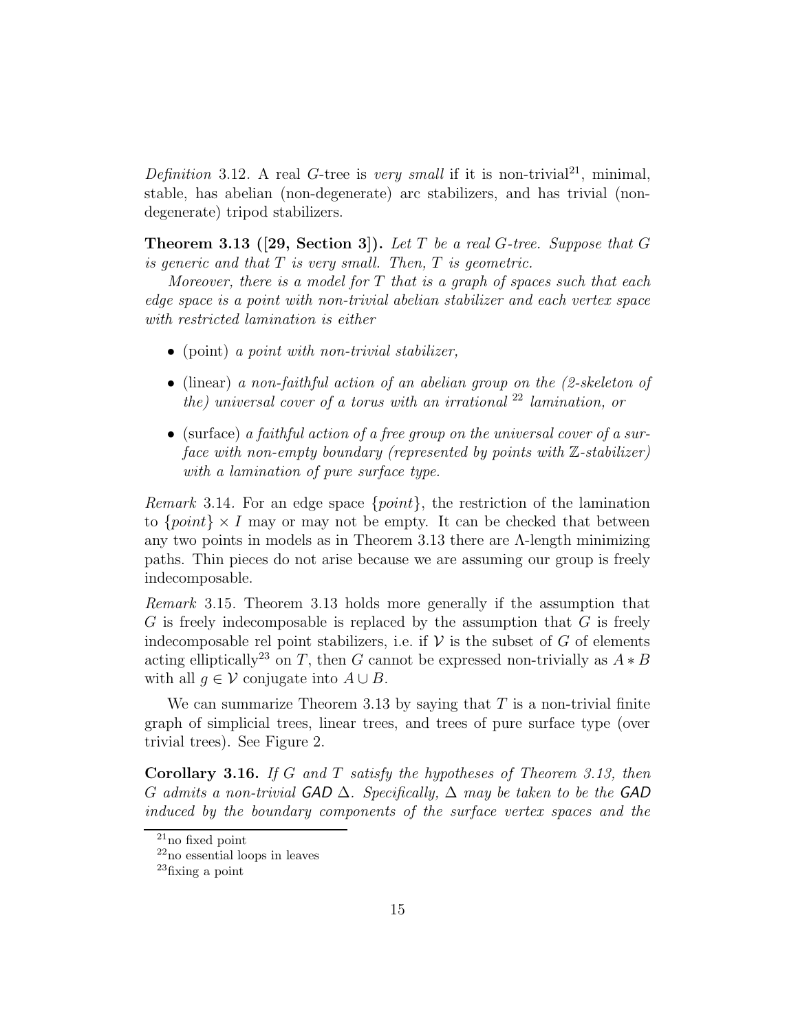*Definition* 3.12. A real $G$-tree is *very small* if it is non-trivial[21], minimal, stable, has abelian (non-degenerate) arc stabilizers, and has trivial (non-degenerate) tripod stabilizers.

**Theorem 3.13 ([29, Section 3]).** *Let $T$ be a real $G$-tree. Suppose that $G$ is generic and that $T$ is very small. Then, $T$ is geometric.*

*Moreover, there is a model for $T$ that is a graph of spaces such that each edge space is a point with non-trivial abelian stabilizer and each vertex space with restricted lamination is either*

- (point) *a point with non-trivial stabilizer,*
- (linear) *a non-faithful action of an abelian group on the (2-skeleton of the) universal cover of a torus with an irrational*[22] *lamination, or*
- (surface) *a faithful action of a free group on the universal cover of a surface with non-empty boundary (represented by points with $\mathbb{Z}$-stabilizer) with a lamination of pure surface type.*

*Remark* 3.14. For an edge space $\{point\}$, the restriction of the lamination to $\{point\} \times I$ may or may not be empty. It can be checked that between any two points in models as in Theorem 3.13 there are $\Lambda$-length minimizing paths. Thin pieces do not arise because we are assuming our group is freely indecomposable.

*Remark* 3.15. Theorem 3.13 holds more generally if the assumption that $G$ is freely indecomposable is replaced by the assumption that $G$ is freely indecomposable rel point stabilizers, i.e. if $\mathcal{V}$ is the subset of $G$ of elements acting elliptically[23] on $T$, then $G$ cannot be expressed non-trivially as $A * B$ with all $g \in \mathcal{V}$ conjugate into $A \cup B$.

We can summarize Theorem 3.13 by saying that $T$ is a non-trivial finite graph of simplicial trees, linear trees, and trees of pure surface type (over trivial trees). See Figure 2.

**Corollary 3.16.** *If $G$ and $T$ satisfy the hypotheses of Theorem 3.13, then $G$ admits a non-trivial GAD $\Delta$. Specifically, $\Delta$ may be taken to be the GAD induced by the boundary components of the surface vertex spaces and the*

[21] no fixed point

[22] no essential loops in leaves

[23] fixing a point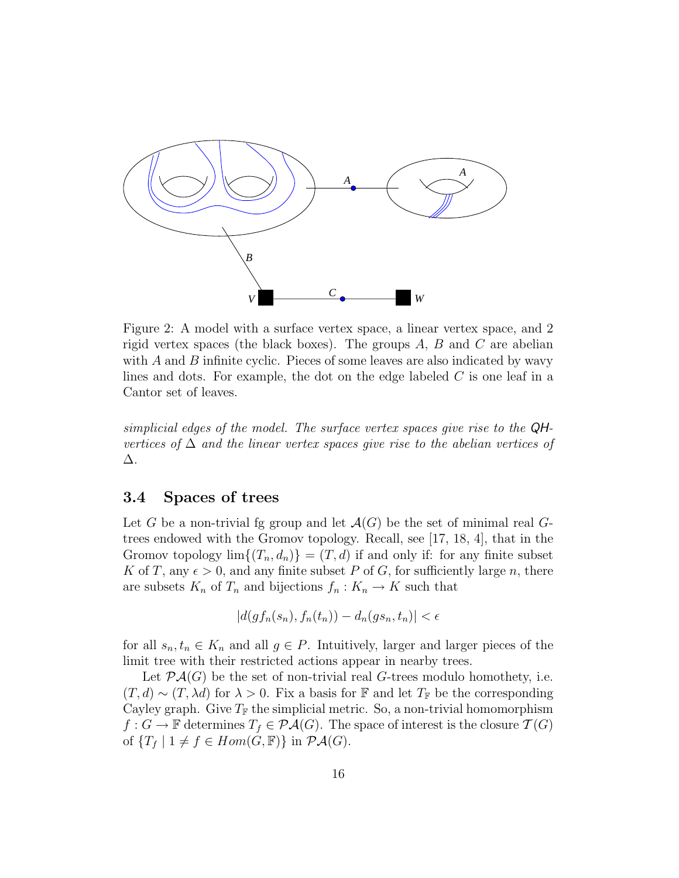Figure 2: A model with a surface vertex space, a linear vertex space, and 2 rigid vertex spaces (the black boxes). The groups $A$, $B$ and $C$ are abelian with $A$ and $B$ infinite cyclic. Pieces of some leaves are also indicated by wavy lines and dots. For example, the dot on the edge labeled $C$ is one leaf in a Cantor set of leaves.

*simplicial edges of the model. The surface vertex spaces give rise to the QH-vertices of $\Delta$ and the linear vertex spaces give rise to the abelian vertices of $\Delta$.*

### 3.4 Spaces of trees

Let $G$ be a non-trivial fg group and let $\mathcal{A}(G)$ be the set of minimal real $G$-trees endowed with the Gromov topology. Recall, see [17, 18, 4], that in the Gromov topology $\lim\{(T_n, d_n)\} = (T, d)$ if and only if: for any finite subset $K$ of $T$, any $\epsilon > 0$, and any finite subset $P$ of $G$, for sufficiently large $n$, there are subsets $K_n$ of $T_n$ and bijections $f_n : K_n \to K$ such that

$$|d(gf_n(s_n), f_n(t_n)) - d_n(gs_n, t_n)| < \epsilon$$

for all $s_n, t_n \in K_n$ and all $g \in P$. Intuitively, larger and larger pieces of the limit tree with their restricted actions appear in nearby trees.

Let $\mathcal{PA}(G)$ be the set of non-trivial $G$-trees modulo homothety, i.e. $(T, d) \sim (T, \lambda d)$ for $\lambda > 0$. Fix a basis for $\mathbb{F}$ and let $T_{\mathbb{F}}$ be the corresponding Cayley graph. Give $T_{\mathbb{F}}$ the simplicial metric. So, a non-trivial homomorphism $f : G \to \mathbb{F}$ determines $T_f \in \mathcal{PA}(G)$. The space of interest is the closure $\mathcal{T}(G)$ of $\{T_f \mid 1 \neq f \in Hom(G, \mathbb{F})\}$ in $\mathcal{PA}(G)$.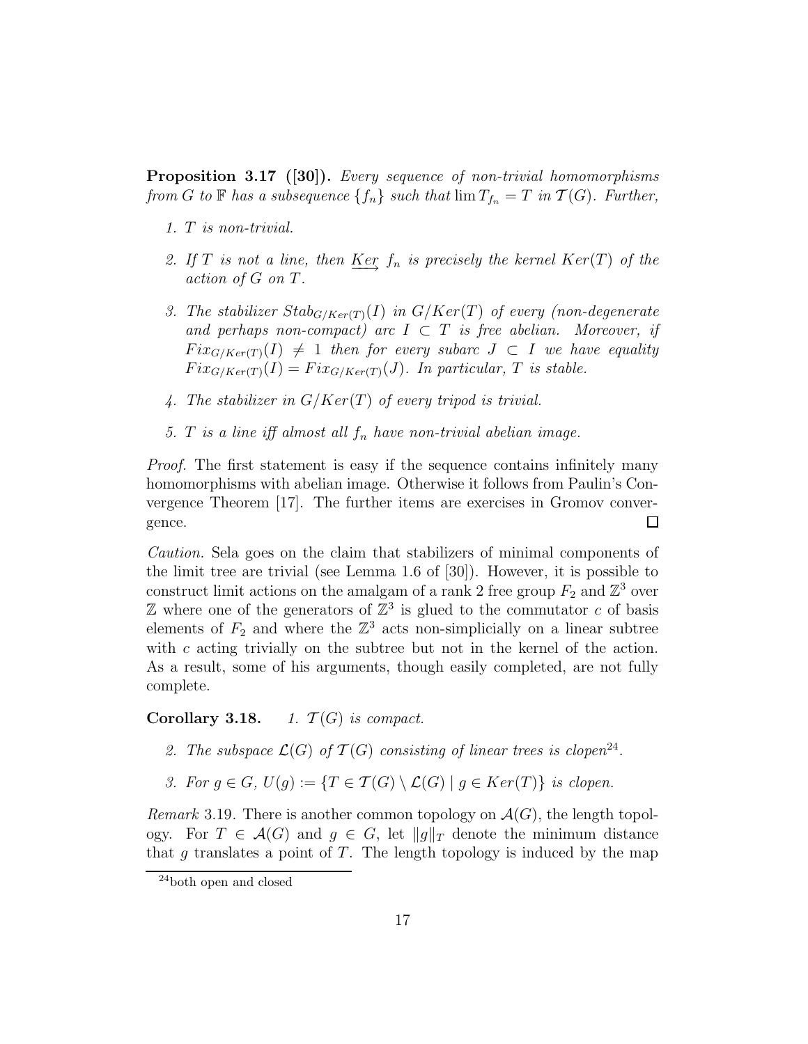**Proposition 3.17 ([30]).** *Every sequence of non-trivial homomorphisms from $G$ to $\mathbb{F}$ has a subsequence $\{f_n\}$ such that $\lim T_{f_n} = T$ in $\mathcal{T}(G)$. Further,*

1. *$T$ is non-trivial.*
2. *If $T$ is not a line, then $\underrightarrow{Ker}\ f_n$ is precisely the kernel $Ker(T)$ of the action of $G$ on $T$.*
3. *The stabilizer $Stab_{G/Ker(T)}(I)$ in $G/Ker(T)$ of every (non-degenerate and perhaps non-compact) arc $I \subset T$ is free abelian. Moreover, if $Fix_{G/Ker(T)}(I) \neq 1$ then for every subarc $J \subset I$ we have equality $Fix_{G/Ker(T)}(I) = Fix_{G/Ker(T)}(J)$. In particular, $T$ is stable.*
4. *The stabilizer in $G/Ker(T)$ of every tripod is trivial.*
5. *$T$ is a line iff almost all $f_n$ have non-trivial abelian image.*

*Proof.* The first statement is easy if the sequence contains infinitely many homomorphisms with abelian image. Otherwise it follows from Paulin's Convergence Theorem [17]. The further items are exercises in Gromov convergence. □

*Caution.* Sela goes on the claim that stabilizers of minimal components of the limit tree are trivial (see Lemma 1.6 of [30]). However, it is possible to construct limit actions on the amalgam of a rank 2 free group $F_2$ and $\mathbb{Z}^3$ over $\mathbb{Z}$ where one of the generators of $\mathbb{Z}^3$ is glued to the commutator $c$ of basis elements of $F_2$ and where the $\mathbb{Z}^3$ acts non-simplicially on a linear subtree with $c$ acting trivially on the subtree but not in the kernel of the action. As a result, some of his arguments, though easily completed, are not fully complete.

**Corollary 3.18.**

1. *$\mathcal{T}(G)$ is compact.*
2. *The subspace $\mathcal{L}(G)$ of $\mathcal{T}(G)$ consisting of linear trees is clopen[24].*
3. *For $g \in G$, $U(g) := \{T \in \mathcal{T}(G) \setminus \mathcal{L}(G) \mid g \in Ker(T)\}$ is clopen.*

*Remark* 3.19. There is another common topology on $\mathcal{A}(G)$, the length topology. For $T \in \mathcal{A}(G)$ and $g \in G$, let $\|g\|_T$ denote the minimum distance that $g$ translates a point of $T$. The length topology is induced by the map

[24] both open and closed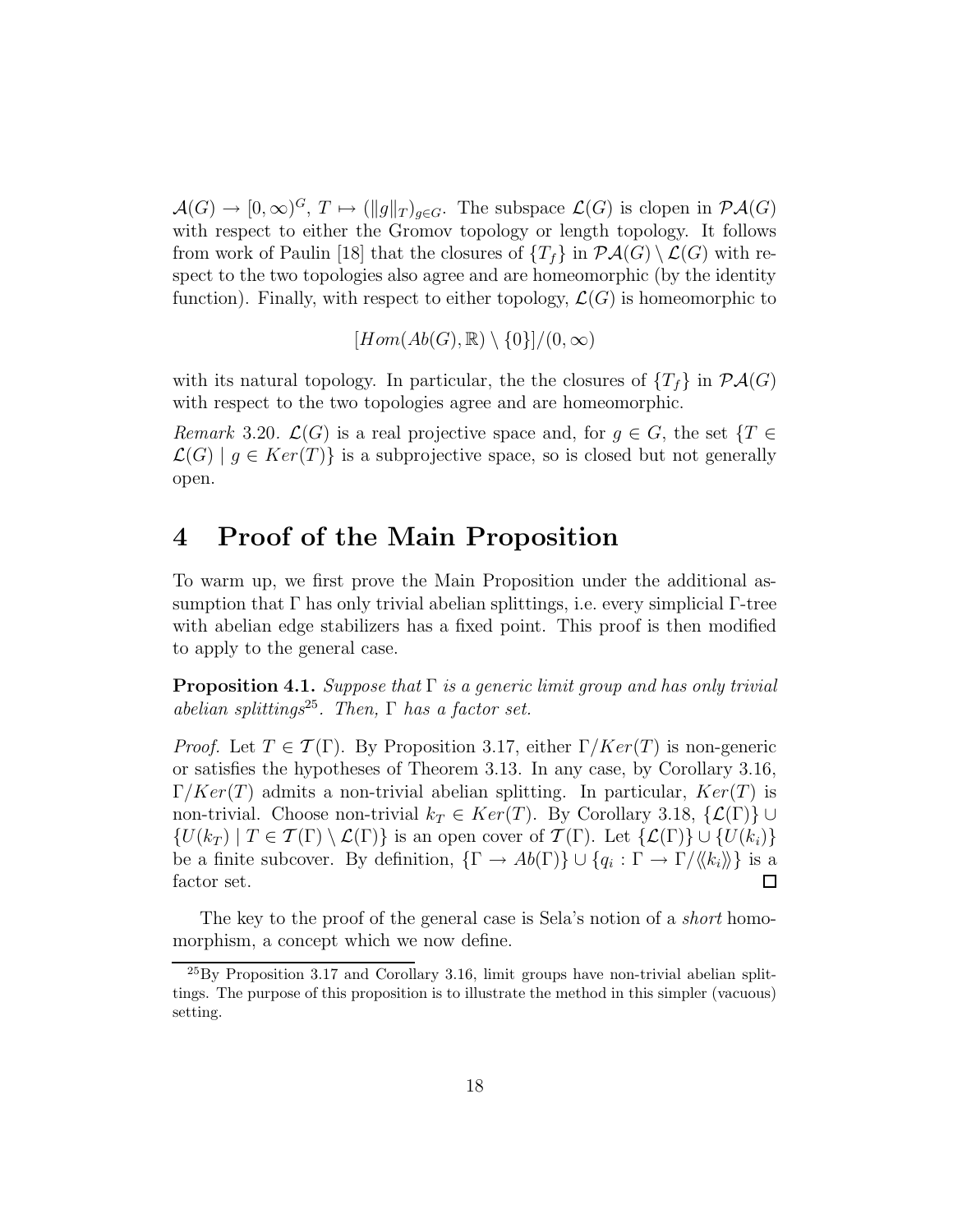$\mathcal{A}(G) \to [0,\infty)^G$, $T \mapsto (\|g\|_T)_{g\in G}$. The subspace $\mathcal{L}(G)$ is clopen in $\mathcal{PA}(G)$ with respect to either the Gromov topology or length topology. It follows from work of Paulin [18] that the closures of $\{T_f\}$ in $\mathcal{PA}(G) \setminus \mathcal{L}(G)$ with respect to the two topologies also agree and are homeomorphic (by the identity function). Finally, with respect to either topology, $\mathcal{L}(G)$ is homeomorphic to

$$[Hom(Ab(G), \mathbb{R}) \setminus \{0\}]/(0, \infty)$$

with its natural topology. In particular, the the closures of $\{T_f\}$ in $\mathcal{PA}(G)$ with respect to the two topologies agree and are homeomorphic.

*Remark* 3.20. $\mathcal{L}(G)$ is a real projective space and, for $g \in G$, the set $\{T \in \mathcal{L}(G) \mid g \in Ker(T)\}$ is a subprojective space, so is closed but not generally open.

# 4 Proof of the Main Proposition

To warm up, we first prove the Main Proposition under the additional assumption that $\Gamma$ has only trivial abelian splittings, i.e. every simplicial $\Gamma$-tree with abelian edge stabilizers has a fixed point. This proof is then modified to apply to the general case.

**Proposition 4.1.** *Suppose that $\Gamma$ is a generic limit group and has only trivial abelian splittings*[25]*. Then, $\Gamma$ has a factor set.*

*Proof.* Let $T \in \mathcal{T}(\Gamma)$. By Proposition 3.17, either $\Gamma/Ker(T)$ is non-generic or satisfies the hypotheses of Theorem 3.13. In any case, by Corollary 3.16, $\Gamma/Ker(T)$ admits a non-trivial abelian splitting. In particular, $Ker(T)$ is non-trivial. Choose non-trivial $k_T \in Ker(T)$. By Corollary 3.18, $\{\mathcal{L}(\Gamma)\} \cup \{U(k_T) \mid T \in \mathcal{T}(\Gamma) \setminus \mathcal{L}(\Gamma)\}$ is an open cover of $\mathcal{T}(\Gamma)$. Let $\{\mathcal{L}(\Gamma)\} \cup \{U(k_i)\}$ be a finite subcover. By definition, $\{\Gamma \to Ab(\Gamma)\} \cup \{q_i : \Gamma \to \Gamma/\langle\langle k_i \rangle\rangle\}$ is a factor set. $\square$

The key to the proof of the general case is Sela's notion of a *short* homomorphism, a concept which we now define.

[25] By Proposition 3.17 and Corollary 3.16, limit groups have non-trivial abelian splittings. The purpose of this proposition is to illustrate the method in this simpler (vacuous) setting.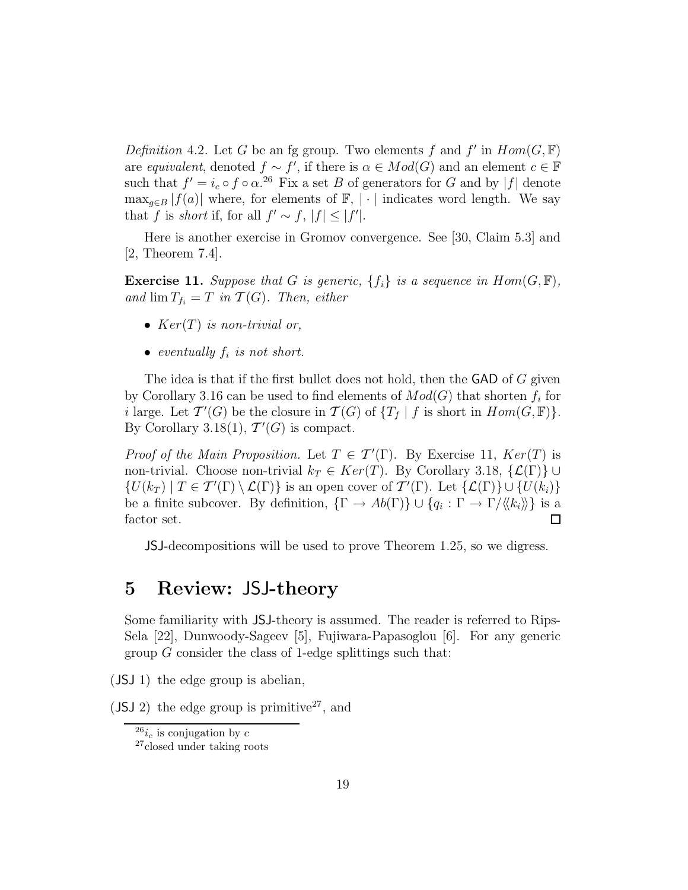*Definition* 4.2. Let $G$ be an fg group. Two elements $f$ and $f'$ in $Hom(G, \mathbb{F})$ are *equivalent*, denoted $f \sim f'$, if there is $\alpha \in Mod(G)$ and an element $c \in \mathbb{F}$ such that $f' = i_c \circ f \circ \alpha$.[26] Fix a set $B$ of generators for $G$ and by $|f|$ denote $\max_{g \in B} |f(a)|$ where, for elements of $\mathbb{F}$, $|\cdot|$ indicates word length. We say that $f$ is *short* if, for all $f' \sim f$, $|f| \leq |f'|$.

Here is another exercise in Gromov convergence. See [30, Claim 5.3] and [2, Theorem 7.4].

**Exercise 11.** *Suppose that $G$ is generic, $\{f_i\}$ is a sequence in $Hom(G, \mathbb{F})$, and $\lim T_{f_i} = T$ in $\mathcal{T}(G)$. Then, either*

- *$Ker(T)$ is non-trivial or,*
- *eventually $f_i$ is not short.*

The idea is that if the first bullet does not hold, then the GAD of $G$ given by Corollary 3.16 can be used to find elements of $Mod(G)$ that shorten $f_i$ for $i$ large. Let $\mathcal{T}'(G)$ be the closure in $\mathcal{T}(G)$ of $\{T_f \mid f \text{ is short in } Hom(G, \mathbb{F})\}$. By Corollary 3.18(1), $\mathcal{T}'(G)$ is compact.

*Proof of the Main Proposition.* Let $T \in \mathcal{T}'(\Gamma)$. By Exercise 11, $Ker(T)$ is non-trivial. Choose non-trivial $k_T \in Ker(T)$. By Corollary 3.18, $\{\mathcal{L}(\Gamma)\} \cup \{U(k_T) \mid T \in \mathcal{T}'(\Gamma) \setminus \mathcal{L}(\Gamma)\}$ is an open cover of $\mathcal{T}'(\Gamma)$. Let $\{\mathcal{L}(\Gamma)\} \cup \{U(k_i)\}$ be a finite subcover. By definition, $\{\Gamma \to Ab(\Gamma)\} \cup \{q_i : \Gamma \to \Gamma/\langle\langle k_i \rangle\rangle\}$ is a factor set. □

JSJ-decompositions will be used to prove Theorem 1.25, so we digress.

# 5 Review: JSJ-theory

Some familiarity with JSJ-theory is assumed. The reader is referred to Rips-Sela [22], Dunwoody-Sageev [5], Fujiwara-Papasoglou [6]. For any generic group $G$ consider the class of 1-edge splittings such that:

(JSJ 1) the edge group is abelian,

(JSJ 2) the edge group is primitive[27], and

[26] $i_c$ is conjugation by $c$

[27] closed under taking roots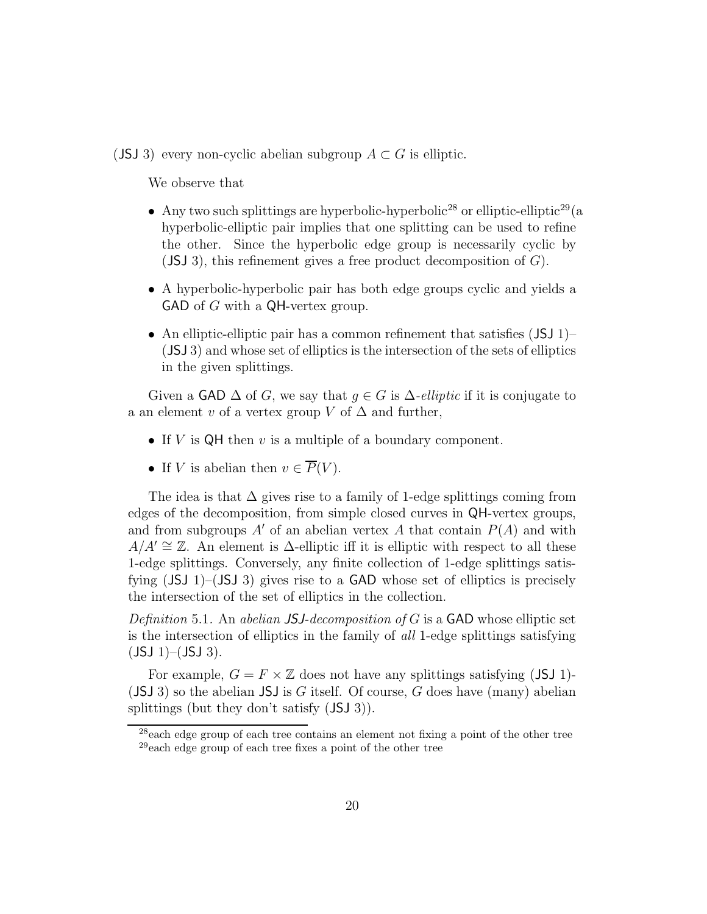(JSJ 3) every non-cyclic abelian subgroup $A \subset G$ is elliptic.

We observe that

- Any two such splittings are hyperbolic-hyperbolic[28] or elliptic-elliptic[29](a hyperbolic-elliptic pair implies that one splitting can be used to refine the other. Since the hyperbolic edge group is necessarily cyclic by (JSJ 3), this refinement gives a free product decomposition of $G$).
- A hyperbolic-hyperbolic pair has both edge groups cyclic and yields a GAD of $G$ with a QH-vertex group.
- An elliptic-elliptic pair has a common refinement that satisfies (JSJ 1)–(JSJ 3) and whose set of elliptics is the intersection of the sets of elliptics in the given splittings.

Given a GAD $\Delta$ of $G$, we say that $g \in G$ is $\Delta$-*elliptic* if it is conjugate to a an element $v$ of a vertex group $V$ of $\Delta$ and further,

- If $V$ is QH then $v$ is a multiple of a boundary component.
- If $V$ is abelian then $v \in \overline{P}(V)$.

The idea is that $\Delta$ gives rise to a family of 1-edge splittings coming from edges of the decomposition, from simple closed curves in QH-vertex groups, and from subgroups $A'$ of an abelian vertex $A$ that contain $P(A)$ and with $A/A' \cong \mathbb{Z}$. An element is $\Delta$-elliptic iff it is elliptic with respect to all these 1-edge splittings. Conversely, any finite collection of 1-edge splittings satisfying (JSJ 1)–(JSJ 3) gives rise to a GAD whose set of elliptics is precisely the intersection of the set of elliptics in the collection.

*Definition* 5.1. An *abelian JSJ-decomposition of* $G$ is a GAD whose elliptic set is the intersection of elliptics in the family of *all* 1-edge splittings satisfying (JSJ 1)–(JSJ 3).

For example, $G = F \times \mathbb{Z}$ does not have any splittings satisfying (JSJ 1)-(JSJ 3) so the abelian JSJ is $G$ itself. Of course, $G$ does have (many) abelian splittings (but they don't satisfy (JSJ 3)).

[28] each edge group of each tree contains an element not fixing a point of the other tree

[29] each edge group of each tree fixes a point of the other tree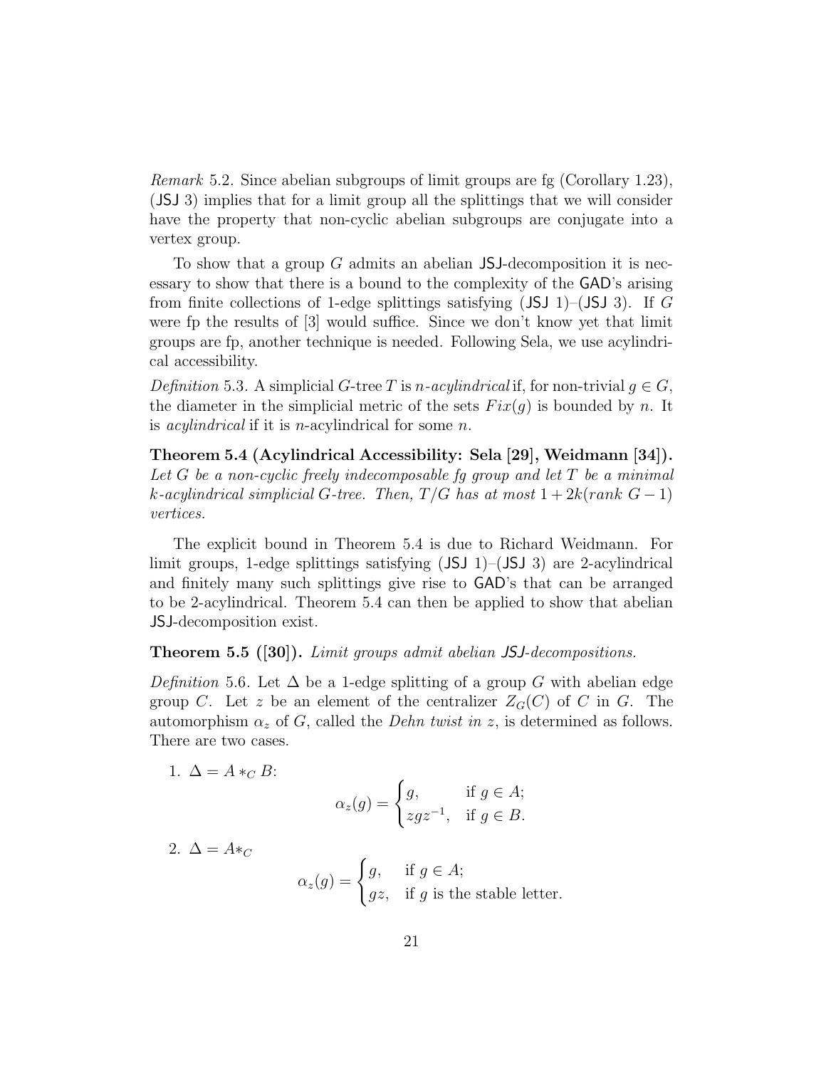*Remark* 5.2. Since abelian subgroups of limit groups are fg (Corollary 1.23), (JSJ 3) implies that for a limit group all the splittings that we will consider have the property that non-cyclic abelian subgroups are conjugate into a vertex group.

To show that a group $G$ admits an abelian JSJ-decomposition it is necessary to show that there is a bound to the complexity of the GAD's arising from finite collections of 1-edge splittings satisfying (JSJ 1)–(JSJ 3). If $G$ were fp the results of [3] would suffice. Since we don't know yet that limit groups are fp, another technique is needed. Following Sela, we use acylindrical accessibility.

*Definition* 5.3. A simplicial $G$-tree $T$ is *$n$-acylindrical* if, for non-trivial $g \in G$, the diameter in the simplicial metric of the sets $Fix(g)$ is bounded by $n$. It is *acylindrical* if it is $n$-acylindrical for some $n$.

**Theorem 5.4 (Acylindrical Accessibility: Sela [29], Weidmann [34]).** *Let $G$ be a non-cyclic freely indecomposable fg group and let $T$ be a minimal $k$-acylindrical simplicial $G$-tree. Then, $T/G$ has at most $1 + 2k(rank\ G - 1)$ vertices.*

The explicit bound in Theorem 5.4 is due to Richard Weidmann. For limit groups, 1-edge splittings satisfying (JSJ 1)–(JSJ 3) are 2-acylindrical and finitely many such splittings give rise to GAD's that can be arranged to be 2-acylindrical. Theorem 5.4 can then be applied to show that abelian JSJ-decomposition exist.

**Theorem 5.5 ([30]).** *Limit groups admit abelian JSJ-decompositions.*

*Definition* 5.6. Let $\Delta$ be a 1-edge splitting of a group $G$ with abelian edge group $C$. Let $z$ be an element of the centralizer $Z_G(C)$ of $C$ in $G$. The automorphism $\alpha_z$ of $G$, called the *Dehn twist in $z$*, is determined as follows. There are two cases.

1. $\Delta = A *_C B$:
$$\alpha_z(g) = \begin{cases} g, & \text{if } g \in A; \\ zgz^{-1}, & \text{if } g \in B. \end{cases}$$

2. $\Delta = A*_C$
$$\alpha_z(g) = \begin{cases} g, & \text{if } g \in A; \\ gz, & \text{if } g \text{ is the stable letter.} \end{cases}$$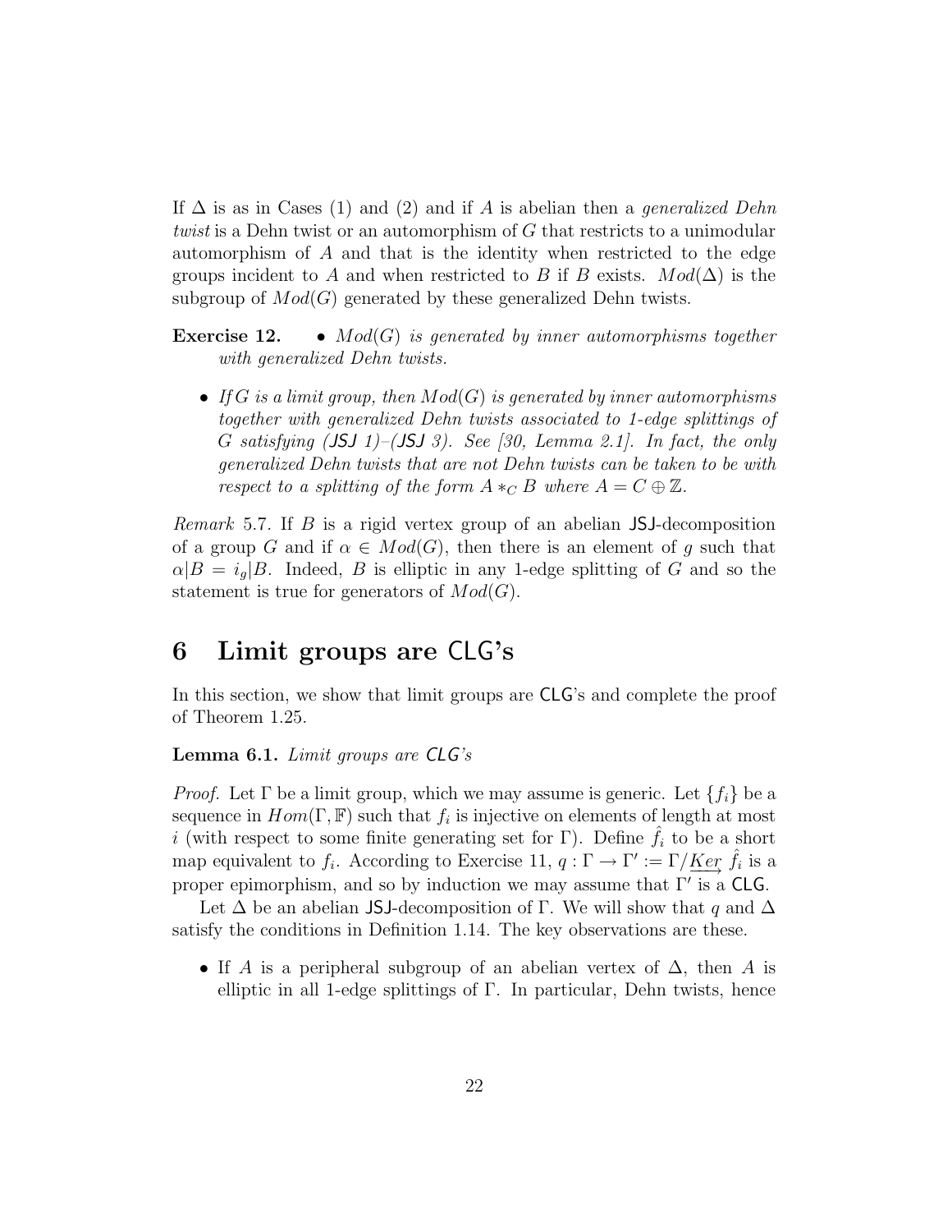If $\Delta$ is as in Cases (1) and (2) and if $A$ is abelian then a *generalized Dehn twist* is a Dehn twist or an automorphism of $G$ that restricts to a unimodular automorphism of $A$ and that is the identity when restricted to the edge groups incident to $A$ and when restricted to $B$ if $B$ exists. $Mod(\Delta)$ is the subgroup of $Mod(G)$ generated by these generalized Dehn twists.

**Exercise 12.**

- *$Mod(G)$ is generated by inner automorphisms together with generalized Dehn twists.*
- *If $G$ is a limit group, then $Mod(G)$ is generated by inner automorphisms together with generalized Dehn twists associated to 1-edge splittings of $G$ satisfying (JSJ 1)–(JSJ 3). See [30, Lemma 2.1]. In fact, the only generalized Dehn twists that are not Dehn twists can be taken to be with respect to a splitting of the form $A *_C B$ where $A = C \oplus \mathbb{Z}$.*

*Remark* 5.7. If $B$ is a rigid vertex group of an abelian JSJ-decomposition of a group $G$ and if $\alpha \in Mod(G)$, then there is an element of $g$ such that $\alpha|B = i_g|B$. Indeed, $B$ is elliptic in any 1-edge splitting of $G$ and so the statement is true for generators of $Mod(G)$.

# 6 Limit groups are CLG's

In this section, we show that limit groups are CLG's and complete the proof of Theorem 1.25.

**Lemma 6.1.** *Limit groups are CLG's*

*Proof.* Let $\Gamma$ be a limit group, which we may assume is generic. Let $\{f_i\}$ be a sequence in $Hom(\Gamma, \mathbb{F})$ such that $f_i$ is injective on elements of length at most $i$ (with respect to some finite generating set for $\Gamma$). Define $\hat{f}_i$ to be a short map equivalent to $f_i$. According to Exercise 11, $q : \Gamma \to \Gamma' := \Gamma/\underrightarrow{Ker}\, \hat{f}_i$ is a proper epimorphism, and so by induction we may assume that $\Gamma'$ is a CLG.

Let $\Delta$ be an abelian JSJ-decomposition of $\Gamma$. We will show that $q$ and $\Delta$ satisfy the conditions in Definition 1.14. The key observations are these.

- If $A$ is a peripheral subgroup of an abelian vertex of $\Delta$, then $A$ is elliptic in all 1-edge splittings of $\Gamma$. In particular, Dehn twists, hence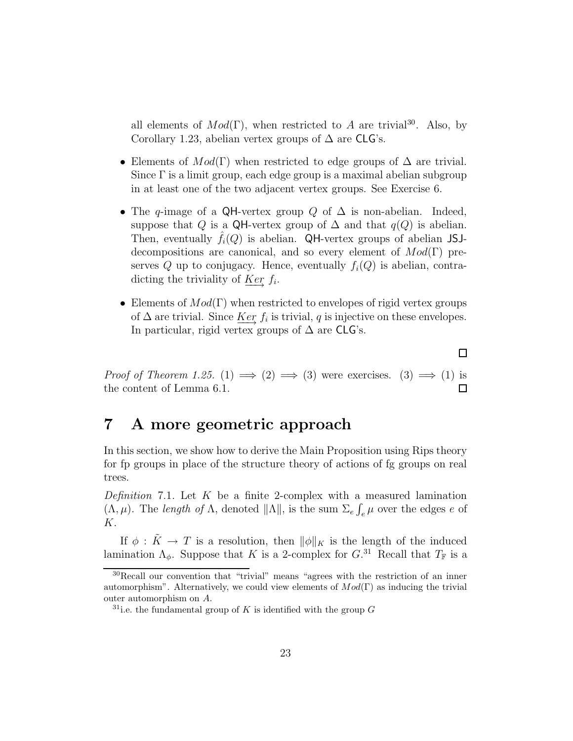all elements of $Mod(\Gamma)$, when restricted to $A$ are trivial[30]. Also, by Corollary 1.23, abelian vertex groups of $\Delta$ are CLG's.

- Elements of $Mod(\Gamma)$ when restricted to edge groups of $\Delta$ are trivial. Since $\Gamma$ is a limit group, each edge group is a maximal abelian subgroup in at least one of the two adjacent vertex groups. See Exercise 6.
- The $q$-image of a QH-vertex group $Q$ of $\Delta$ is non-abelian. Indeed, suppose that $Q$ is a QH-vertex group of $\Delta$ and that $q(Q)$ is abelian. Then, eventually $\hat{f}_i(Q)$ is abelian. QH-vertex groups of abelian JSJ-decompositions are canonical, and so every element of $Mod(\Gamma)$ preserves $Q$ up to conjugacy. Hence, eventually $f_i(Q)$ is abelian, contradicting the triviality of $\underrightarrow{Ker}\ f_i$.
- Elements of $Mod(\Gamma)$ when restricted to envelopes of rigid vertex groups of $\Delta$ are trivial. Since $\underrightarrow{Ker}\ f_i$ is trivial, $q$ is injective on these envelopes. In particular, rigid vertex groups of $\Delta$ are CLG's.

□

*Proof of Theorem 1.25.* (1) $\implies$ (2) $\implies$ (3) were exercises. (3) $\implies$ (1) is the content of Lemma 6.1. □

# 7 A more geometric approach

In this section, we show how to derive the Main Proposition using Rips theory for fp groups in place of the structure theory of actions of fg groups on real trees.

*Definition* 7.1. Let $K$ be a finite 2-complex with a measured lamination $(\Lambda, \mu)$. The *length of* $\Lambda$, denoted $\|\Lambda\|$, is the sum $\Sigma_e \int_e \mu$ over the edges $e$ of $K$.

If $\phi : \tilde{K} \to T$ is a resolution, then $\|\phi\|_K$ is the length of the induced lamination $\Lambda_\phi$. Suppose that $K$ is a 2-complex for $G$.[31] Recall that $T_{\mathbb{F}}$ is a

[30] Recall our convention that "trivial" means "agrees with the restriction of an inner automorphism". Alternatively, we could view elements of $Mod(\Gamma)$ as inducing the trivial outer automorphism on $A$.

[31] i.e. the fundamental group of $K$ is identified with the group $G$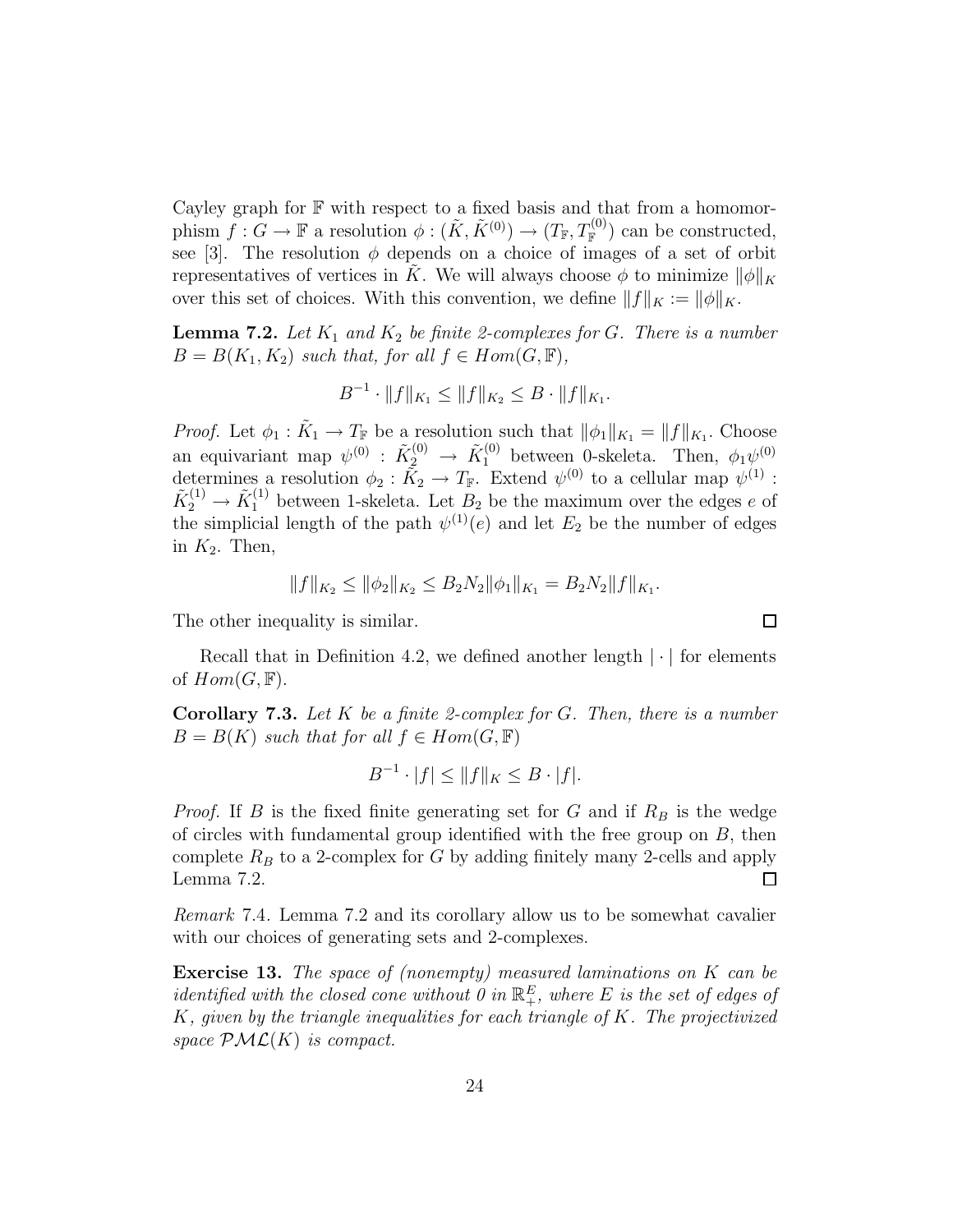Cayley graph for $\mathbb{F}$ with respect to a fixed basis and that from a homomorphism $f : G \to \mathbb{F}$ a resolution $\phi : (\tilde{K}, \tilde{K}^{(0)}) \to (T_{\mathbb{F}}, T_{\mathbb{F}}^{(0)})$ can be constructed, see [3]. The resolution $\phi$ depends on a choice of images of a set of orbit representatives of vertices in $\tilde{K}$. We will always choose $\phi$ to minimize $\|\phi\|_K$ over this set of choices. With this convention, we define $\|f\|_K := \|\phi\|_K$.

**Lemma 7.2.** *Let $K_1$ and $K_2$ be finite 2-complexes for $G$. There is a number $B = B(K_1, K_2)$ such that, for all $f \in Hom(G, \mathbb{F})$,*

$$B^{-1} \cdot \|f\|_{K_1} \leq \|f\|_{K_2} \leq B \cdot \|f\|_{K_1}.$$

*Proof.* Let $\phi_1 : \tilde{K}_1 \to T_{\mathbb{F}}$ be a resolution such that $\|\phi_1\|_{K_1} = \|f\|_{K_1}$. Choose an equivariant map $\psi^{(0)} : \tilde{K}_2^{(0)} \to \tilde{K}_1^{(0)}$ between 0-skeleta. Then, $\phi_1\psi^{(0)}$ determines a resolution $\phi_2 : \tilde{K}_2 \to T_{\mathbb{F}}$. Extend $\psi^{(0)}$ to a cellular map $\psi^{(1)} : \tilde{K}_2^{(1)} \to \tilde{K}_1^{(1)}$ between 1-skeleta. Let $B_2$ be the maximum over the edges $e$ of the simplicial length of the path $\psi^{(1)}(e)$ and let $E_2$ be the number of edges in $K_2$. Then,

$$\|f\|_{K_2} \leq \|\phi_2\|_{K_2} \leq B_2 N_2 \|\phi_1\|_{K_1} = B_2 N_2 \|f\|_{K_1}.$$

The other inequality is similar. $\square$

Recall that in Definition 4.2, we defined another length $|\cdot|$ for elements of $Hom(G, \mathbb{F})$.

**Corollary 7.3.** *Let $K$ be a finite 2-complex for $G$. Then, there is a number $B = B(K)$ such that for all $f \in Hom(G, \mathbb{F})$*

$$B^{-1} \cdot |f| \leq \|f\|_K \leq B \cdot |f|.$$

*Proof.* If $B$ is the fixed finite generating set for $G$ and if $R_B$ is the wedge of circles with fundamental group identified with the free group on $B$, then complete $R_B$ to a 2-complex for $G$ by adding finitely many 2-cells and apply Lemma 7.2. $\square$

*Remark* 7.4. Lemma 7.2 and its corollary allow us to be somewhat cavalier with our choices of generating sets and 2-complexes.

**Exercise 13.** *The space of (nonempty) measured laminations on $K$ can be identified with the closed cone without 0 in $\mathbb{R}_+^E$, where $E$ is the set of edges of $K$, given by the triangle inequalities for each triangle of $K$. The projectivized space $\mathcal{PML}(K)$ is compact.*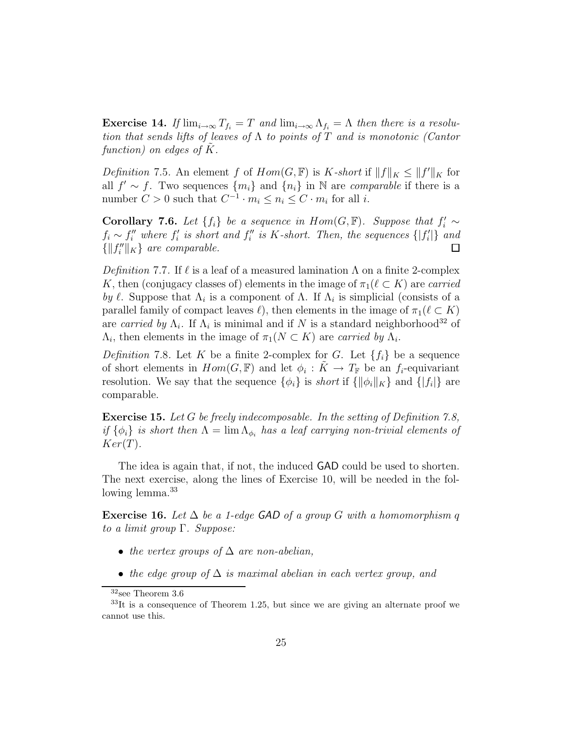**Exercise 14.** *If $\lim_{i\to\infty} T_{f_i} = T$ and $\lim_{i\to\infty} \Lambda_{f_i} = \Lambda$ then there is a resolution that sends lifts of leaves of $\Lambda$ to points of $T$ and is monotonic (Cantor function) on edges of $\tilde{K}$.*

*Definition* 7.5. An element $f$ of $Hom(G, \mathbb{F})$ is *$K$-short* if $\|f\|_K \leq \|f'\|_K$ for all $f' \sim f$. Two sequences $\{m_i\}$ and $\{n_i\}$ in $\mathbb{N}$ are *comparable* if there is a number $C > 0$ such that $C^{-1} \cdot m_i \leq n_i \leq C \cdot m_i$ for all $i$.

**Corollary 7.6.** *Let $\{f_i\}$ be a sequence in $Hom(G, \mathbb{F})$. Suppose that $f'_i \sim f_i \sim f''_i$ where $f'_i$ is short and $f''_i$ is $K$-short. Then, the sequences $\{|f'_i|\}$ and $\{\|f''_i\|_K\}$ are comparable.* □

*Definition* 7.7. If $\ell$ is a leaf of a measured lamination $\Lambda$ on a finite 2-complex $K$, then (conjugacy classes of) elements in the image of $\pi_1(\ell \subset K)$ are *carried by* $\ell$. Suppose that $\Lambda_i$ is a component of $\Lambda$. If $\Lambda_i$ is simplicial (consists of a parallel family of compact leaves $\ell$), then elements in the image of $\pi_1(\ell \subset K)$ are *carried by* $\Lambda_i$. If $\Lambda_i$ is minimal and if $N$ is a standard neighborhood[32] of $\Lambda_i$, then elements in the image of $\pi_1(N \subset K)$ are *carried by* $\Lambda_i$.

*Definition* 7.8. Let $K$ be a finite 2-complex for $G$. Let $\{f_i\}$ be a sequence of short elements in $Hom(G, \mathbb{F})$ and let $\phi_i : \tilde{K} \to T_{\mathbb{F}}$ be an $f_i$-equivariant resolution. We say that the sequence $\{\phi_i\}$ is *short* if $\{\|\phi_i\|_K\}$ and $\{|f_i|\}$ are comparable.

**Exercise 15.** *Let $G$ be freely indecomposable. In the setting of Definition 7.8, if $\{\phi_i\}$ is short then $\Lambda = \lim \Lambda_{\phi_i}$ has a leaf carrying non-trivial elements of $Ker(T)$.*

The idea is again that, if not, the induced GAD could be used to shorten. The next exercise, along the lines of Exercise 10, will be needed in the following lemma.[33]

**Exercise 16.** *Let $\Delta$ be a 1-edge GAD of a group $G$ with a homomorphism $q$ to a limit group $\Gamma$. Suppose:*

- *the vertex groups of $\Delta$ are non-abelian,*
- *the edge group of $\Delta$ is maximal abelian in each vertex group, and*

---

[32] see Theorem 3.6

[33] It is a consequence of Theorem 1.25, but since we are giving an alternate proof we cannot use this.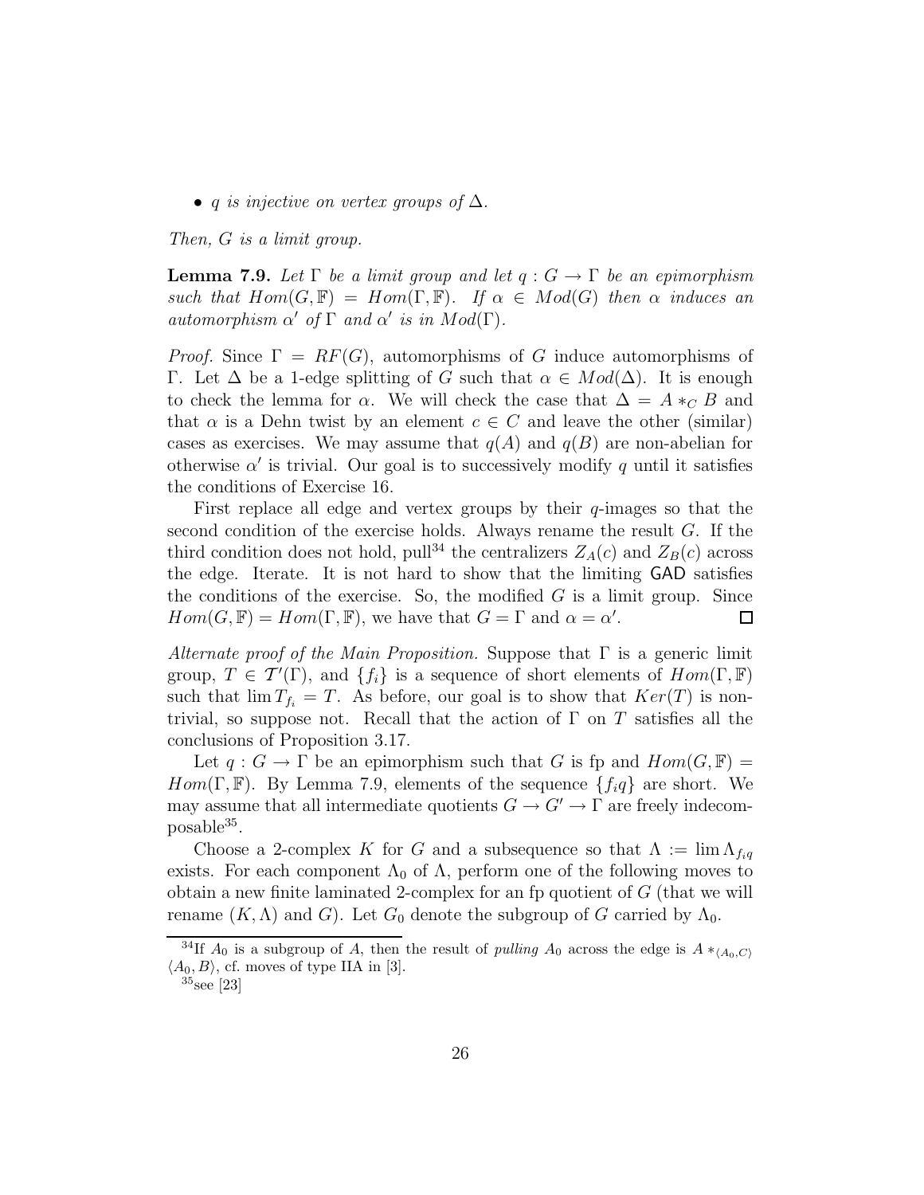- $q$ *is injective on vertex groups of* $\Delta$.

*Then,* $G$ *is a limit group.*

**Lemma 7.9.** *Let* $\Gamma$ *be a limit group and let* $q : G \to \Gamma$ *be an epimorphism such that* $Hom(G, \mathbb{F}) = Hom(\Gamma, \mathbb{F})$. *If* $\alpha \in Mod(G)$ *then* $\alpha$ *induces an automorphism* $\alpha'$ *of* $\Gamma$ *and* $\alpha'$ *is in* $Mod(\Gamma)$.

*Proof.* Since $\Gamma = RF(G)$, automorphisms of $G$ induce automorphisms of $\Gamma$. Let $\Delta$ be a 1-edge splitting of $G$ such that $\alpha \in Mod(\Delta)$. It is enough to check the lemma for $\alpha$. We will check the case that $\Delta = A *_C B$ and that $\alpha$ is a Dehn twist by an element $c \in C$ and leave the other (similar) cases as exercises. We may assume that $q(A)$ and $q(B)$ are non-abelian for otherwise $\alpha'$ is trivial. Our goal is to successively modify $q$ until it satisfies the conditions of Exercise 16.

First replace all edge and vertex groups by their $q$-images so that the second condition of the exercise holds. Always rename the result $G$. If the third condition does not hold, pull[34] the centralizers $Z_A(c)$ and $Z_B(c)$ across the edge. Iterate. It is not hard to show that the limiting GAD satisfies the conditions of the exercise. So, the modified $G$ is a limit group. Since $Hom(G, \mathbb{F}) = Hom(\Gamma, \mathbb{F})$, we have that $G = \Gamma$ and $\alpha = \alpha'$. □

*Alternate proof of the Main Proposition.* Suppose that $\Gamma$ is a generic limit group, $T \in \mathcal{T}'(\Gamma)$, and $\{f_i\}$ is a sequence of short elements of $Hom(\Gamma, \mathbb{F})$ such that $\lim T_{f_i} = T$. As before, our goal is to show that $Ker(T)$ is nontrivial, so suppose not. Recall that the action of $\Gamma$ on $T$ satisfies all the conclusions of Proposition 3.17.

Let $q : G \to \Gamma$ be an epimorphism such that $G$ is fp and $Hom(G, \mathbb{F}) = Hom(\Gamma, \mathbb{F})$. By Lemma 7.9, elements of the sequence $\{f_i q\}$ are short. We may assume that all intermediate quotients $G \to G' \to \Gamma$ are freely indecomposable[35].

Choose a 2-complex $K$ for $G$ and a subsequence so that $\Lambda := \lim \Lambda_{f_i q}$ exists. For each component $\Lambda_0$ of $\Lambda$, perform one of the following moves to obtain a new finite laminated 2-complex for an fp quotient of $G$ (that we will rename $(K, \Lambda)$ and $G$). Let $G_0$ denote the subgroup of $G$ carried by $\Lambda_0$.

---

[34] If $A_0$ is a subgroup of $A$, then the result of *pulling* $A_0$ across the edge is $A *_{\langle A_0, C\rangle} \langle A_0, B\rangle$, cf. moves of type IIA in [3].

[35] see [23]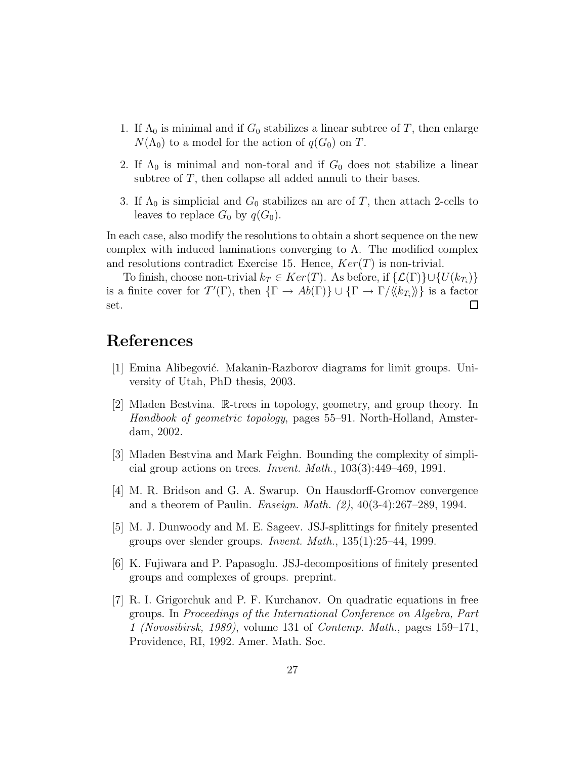1. If $\Lambda_0$ is minimal and if $G_0$ stabilizes a linear subtree of $T$, then enlarge $N(\Lambda_0)$ to a model for the action of $q(G_0)$ on $T$.
2. If $\Lambda_0$ is minimal and non-toral and if $G_0$ does not stabilize a linear subtree of $T$, then collapse all added annuli to their bases.
3. If $\Lambda_0$ is simplicial and $G_0$ stabilizes an arc of $T$, then attach 2-cells to leaves to replace $G_0$ by $q(G_0)$.

In each case, also modify the resolutions to obtain a short sequence on the new complex with induced laminations converging to $\Lambda$. The modified complex and resolutions contradict Exercise 15. Hence, $Ker(T)$ is non-trivial.

To finish, choose non-trivial $k_T \in Ker(T)$. As before, if $\{\mathcal{L}(\Gamma)\} \cup \{U(k_{T_i})\}$ is a finite cover for $\mathcal{T}'(\Gamma)$, then $\{\Gamma \to Ab(\Gamma)\} \cup \{\Gamma \to \Gamma/\langle\langle k_{T_i} \rangle\rangle\}$ is a factor set. □

# References

[1] Emina Alibegović. Makanin-Razborov diagrams for limit groups. University of Utah, PhD thesis, 2003.

[2] Mladen Bestvina. $\mathbb{R}$-trees in topology, geometry, and group theory. In *Handbook of geometric topology*, pages 55–91. North-Holland, Amsterdam, 2002.

[3] Mladen Bestvina and Mark Feighn. Bounding the complexity of simplicial group actions on trees. *Invent. Math.*, 103(3):449–469, 1991.

[4] M. R. Bridson and G. A. Swarup. On Hausdorff-Gromov convergence and a theorem of Paulin. *Enseign. Math. (2)*, 40(3-4):267–289, 1994.

[5] M. J. Dunwoody and M. E. Sageev. JSJ-splittings for finitely presented groups over slender groups. *Invent. Math.*, 135(1):25–44, 1999.

[6] K. Fujiwara and P. Papasoglu. JSJ-decompositions of finitely presented groups and complexes of groups. preprint.

[7] R. I. Grigorchuk and P. F. Kurchanov. On quadratic equations in free groups. In *Proceedings of the International Conference on Algebra, Part 1 (Novosibirsk, 1989)*, volume 131 of *Contemp. Math.*, pages 159–171, Providence, RI, 1992. Amer. Math. Soc.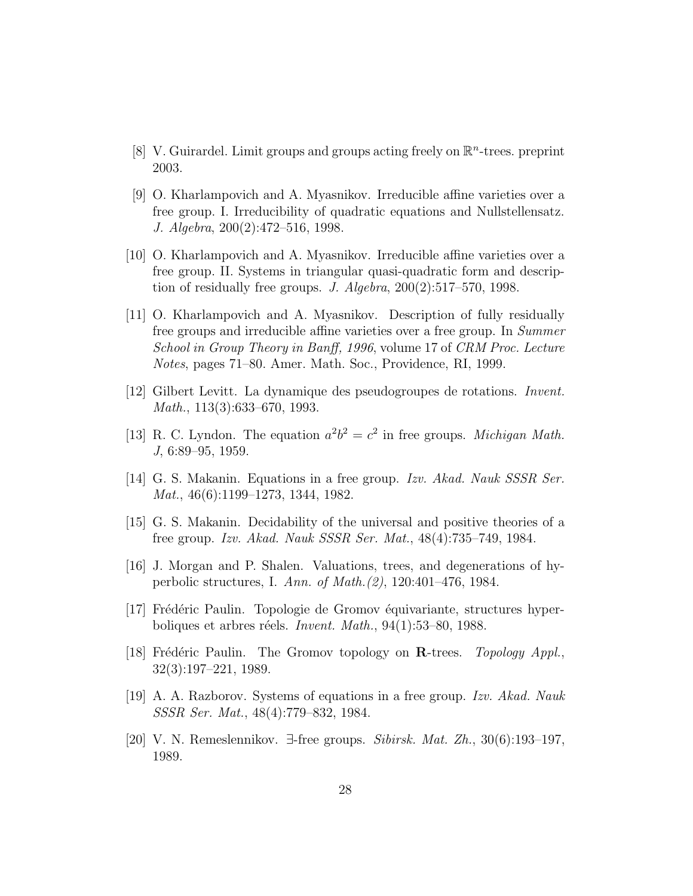[8] V. Guirardel. Limit groups and groups acting freely on $\mathbb{R}^n$-trees. preprint 2003.

[9] O. Kharlampovich and A. Myasnikov. Irreducible affine varieties over a free group. I. Irreducibility of quadratic equations and Nullstellensatz. *J. Algebra*, 200(2):472–516, 1998.

[10] O. Kharlampovich and A. Myasnikov. Irreducible affine varieties over a free group. II. Systems in triangular quasi-quadratic form and description of residually free groups. *J. Algebra*, 200(2):517–570, 1998.

[11] O. Kharlampovich and A. Myasnikov. Description of fully residually free groups and irreducible affine varieties over a free group. In *Summer School in Group Theory in Banff, 1996*, volume 17 of *CRM Proc. Lecture Notes*, pages 71–80. Amer. Math. Soc., Providence, RI, 1999.

[12] Gilbert Levitt. La dynamique des pseudogroupes de rotations. *Invent. Math.*, 113(3):633–670, 1993.

[13] R. C. Lyndon. The equation $a^2b^2 = c^2$ in free groups. *Michigan Math. J*, 6:89–95, 1959.

[14] G. S. Makanin. Equations in a free group. *Izv. Akad. Nauk SSSR Ser. Mat.*, 46(6):1199–1273, 1344, 1982.

[15] G. S. Makanin. Decidability of the universal and positive theories of a free group. *Izv. Akad. Nauk SSSR Ser. Mat.*, 48(4):735–749, 1984.

[16] J. Morgan and P. Shalen. Valuations, trees, and degenerations of hyperbolic structures, I. *Ann. of Math.(2)*, 120:401–476, 1984.

[17] Frédéric Paulin. Topologie de Gromov équivariante, structures hyperboliques et arbres réels. *Invent. Math.*, 94(1):53–80, 1988.

[18] Frédéric Paulin. The Gromov topology on **R**-trees. *Topology Appl.*, 32(3):197–221, 1989.

[19] A. A. Razborov. Systems of equations in a free group. *Izv. Akad. Nauk SSSR Ser. Mat.*, 48(4):779–832, 1984.

[20] V. N. Remeslennikov. $\exists$-free groups. *Sibirsk. Mat. Zh.*, 30(6):193–197, 1989.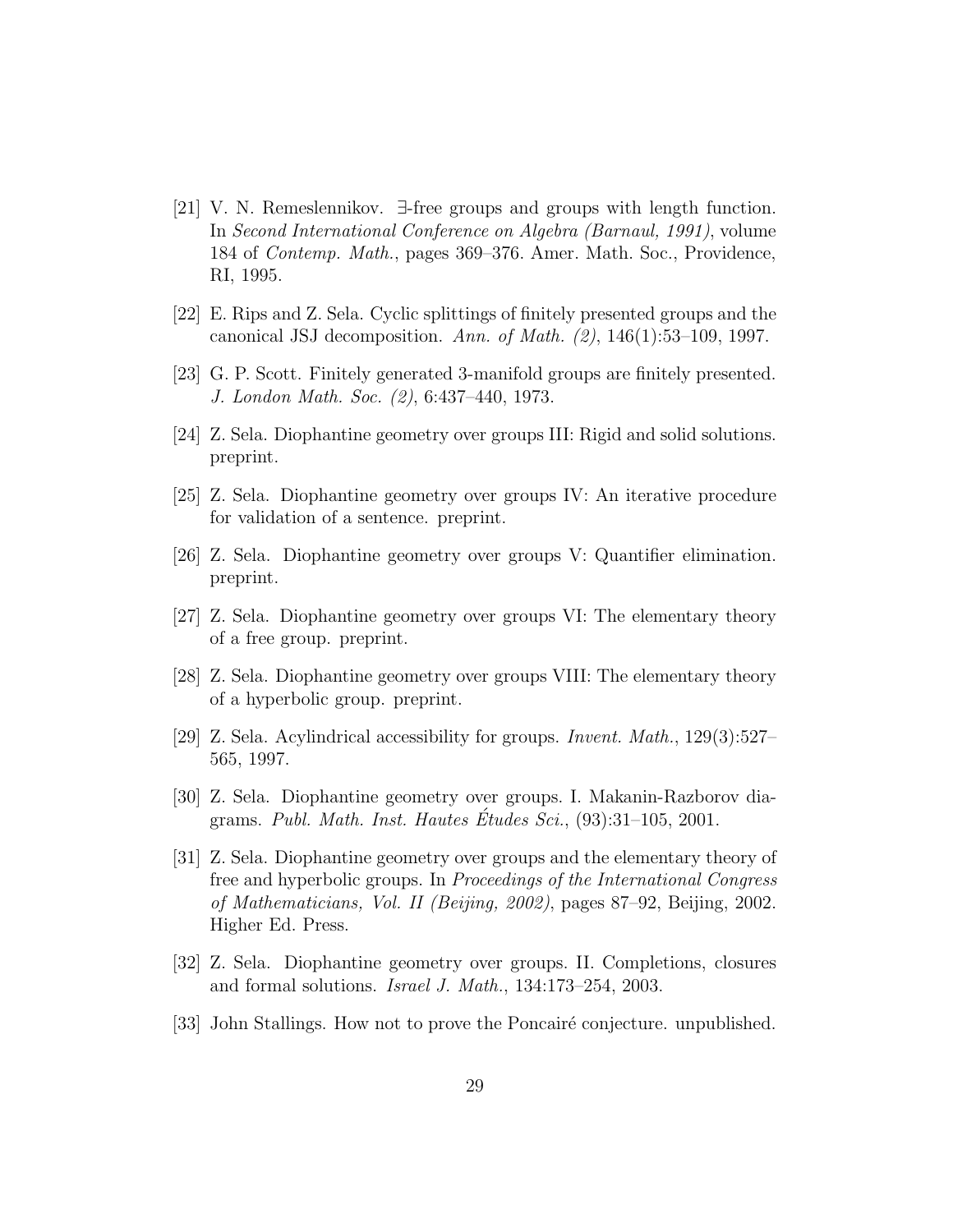[21] V. N. Remeslennikov. ∃-free groups and groups with length function. In *Second International Conference on Algebra (Barnaul, 1991)*, volume 184 of *Contemp. Math.*, pages 369–376. Amer. Math. Soc., Providence, RI, 1995.

[22] E. Rips and Z. Sela. Cyclic splittings of finitely presented groups and the canonical JSJ decomposition. *Ann. of Math. (2)*, 146(1):53–109, 1997.

[23] G. P. Scott. Finitely generated 3-manifold groups are finitely presented. *J. London Math. Soc. (2)*, 6:437–440, 1973.

[24] Z. Sela. Diophantine geometry over groups III: Rigid and solid solutions. preprint.

[25] Z. Sela. Diophantine geometry over groups IV: An iterative procedure for validation of a sentence. preprint.

[26] Z. Sela. Diophantine geometry over groups V: Quantifier elimination. preprint.

[27] Z. Sela. Diophantine geometry over groups VI: The elementary theory of a free group. preprint.

[28] Z. Sela. Diophantine geometry over groups VIII: The elementary theory of a hyperbolic group. preprint.

[29] Z. Sela. Acylindrical accessibility for groups. *Invent. Math.*, 129(3):527–565, 1997.

[30] Z. Sela. Diophantine geometry over groups. I. Makanin-Razborov diagrams. *Publ. Math. Inst. Hautes Études Sci.*, (93):31–105, 2001.

[31] Z. Sela. Diophantine geometry over groups and the elementary theory of free and hyperbolic groups. In *Proceedings of the International Congress of Mathematicians, Vol. II (Beijing, 2002)*, pages 87–92, Beijing, 2002. Higher Ed. Press.

[32] Z. Sela. Diophantine geometry over groups. II. Completions, closures and formal solutions. *Israel J. Math.*, 134:173–254, 2003.

[33] John Stallings. How not to prove the Poncairé conjecture. unpublished.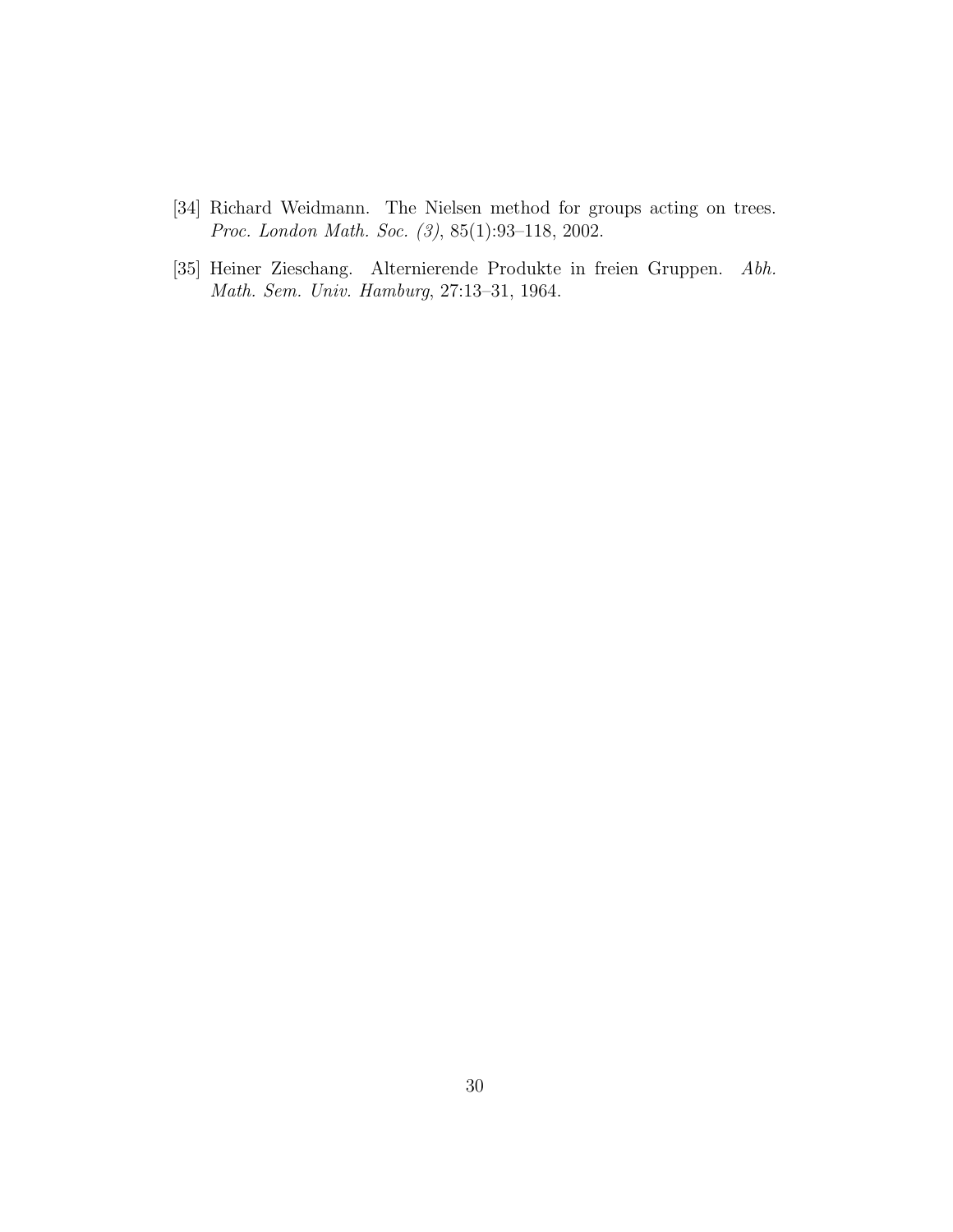[34] Richard Weidmann. The Nielsen method for groups acting on trees. *Proc. London Math. Soc. (3)*, 85(1):93–118, 2002.

[35] Heiner Zieschang. Alternierende Produkte in freien Gruppen. *Abh. Math. Sem. Univ. Hamburg*, 27:13–31, 1964.